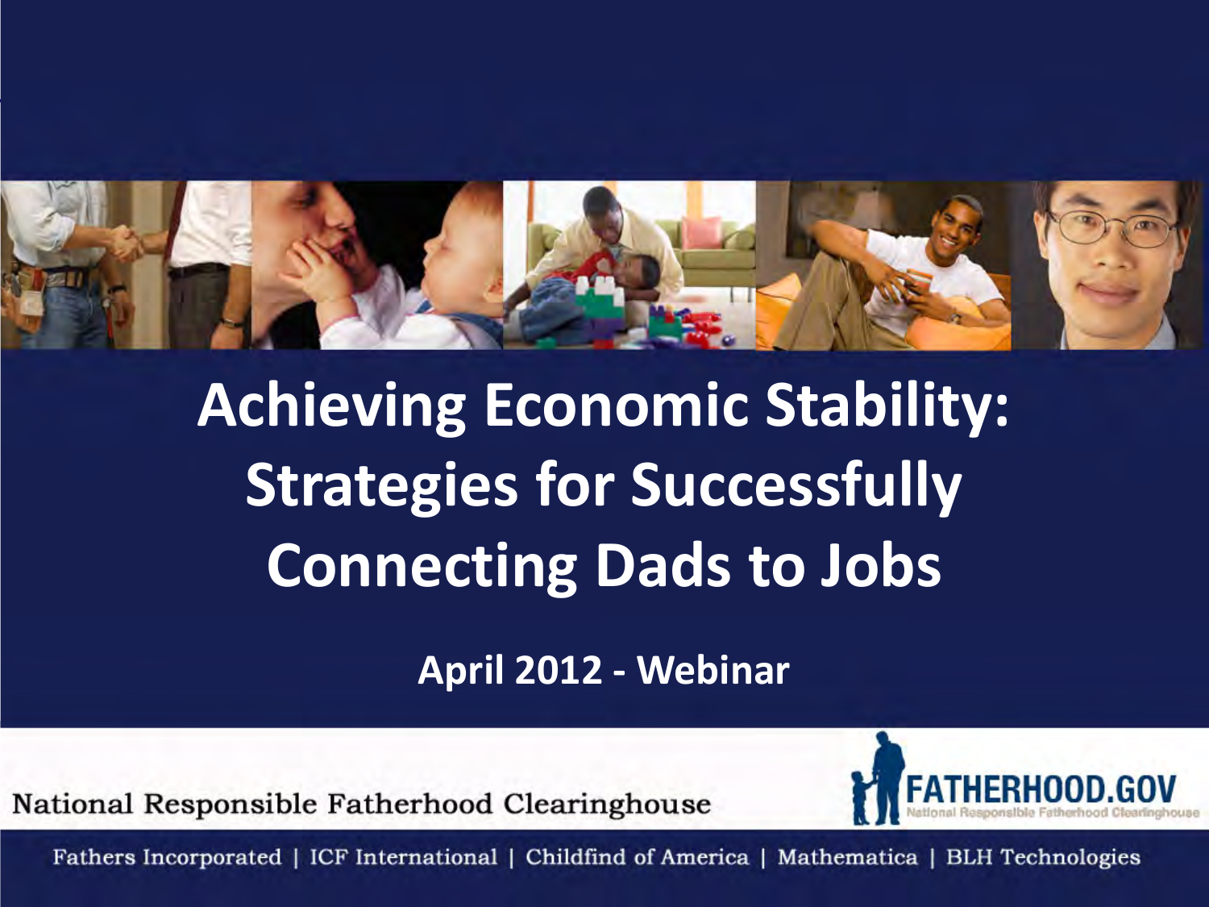# Achieving Economic Stability: Strategies for Successfully Connecting Dads to Jobs

**April 2012 - Webinar**

National Responsible Fatherhood Clearinghouse

FATHERHOOD.GOV
National Responsible Fatherhood Clearinghouse

Fathers Incorporated | ICF International | Childfind of America | Mathematica | BLH Technologies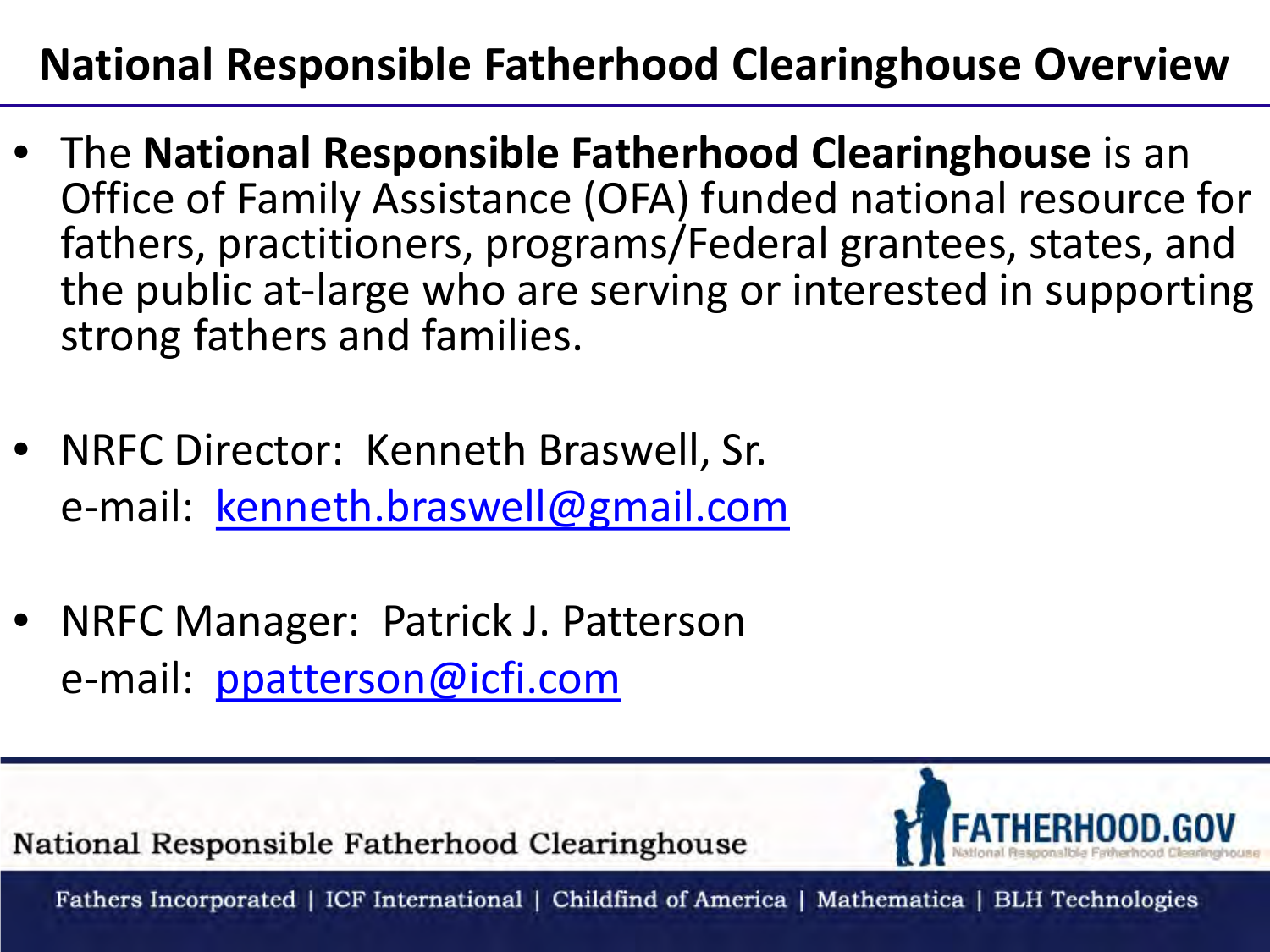# National Responsible Fatherhood Clearinghouse Overview

- The **National Responsible Fatherhood Clearinghouse** is an Office of Family Assistance (OFA) funded national resource for fathers, practitioners, programs/Federal grantees, states, and the public at-large who are serving or interested in supporting strong fathers and families.

- NRFC Director: Kenneth Braswell, Sr.
  e-mail: kenneth.braswell@gmail.com

- NRFC Manager: Patrick J. Patterson
  e-mail: ppatterson@icfi.com

National Responsible Fatherhood Clearinghouse

FATHERHOOD.GOV
National Responsible Fatherhood Clearinghouse

Fathers Incorporated | ICF International | Childfind of America | Mathematica | BLH Technologies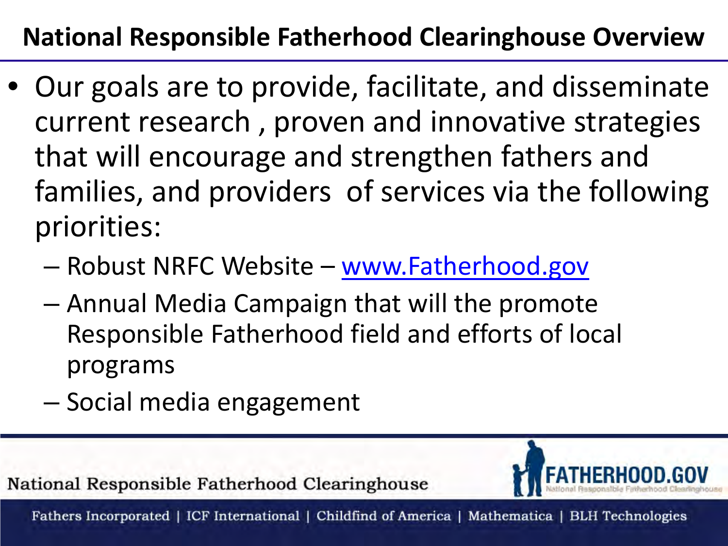## National Responsible Fatherhood Clearinghouse Overview

- Our goals are to provide, facilitate, and disseminate current research , proven and innovative strategies that will encourage and strengthen fathers and families, and providers of services via the following priorities:
  - Robust NRFC Website – www.Fatherhood.gov
  - Annual Media Campaign that will the promote Responsible Fatherhood field and efforts of local programs
  - Social media engagement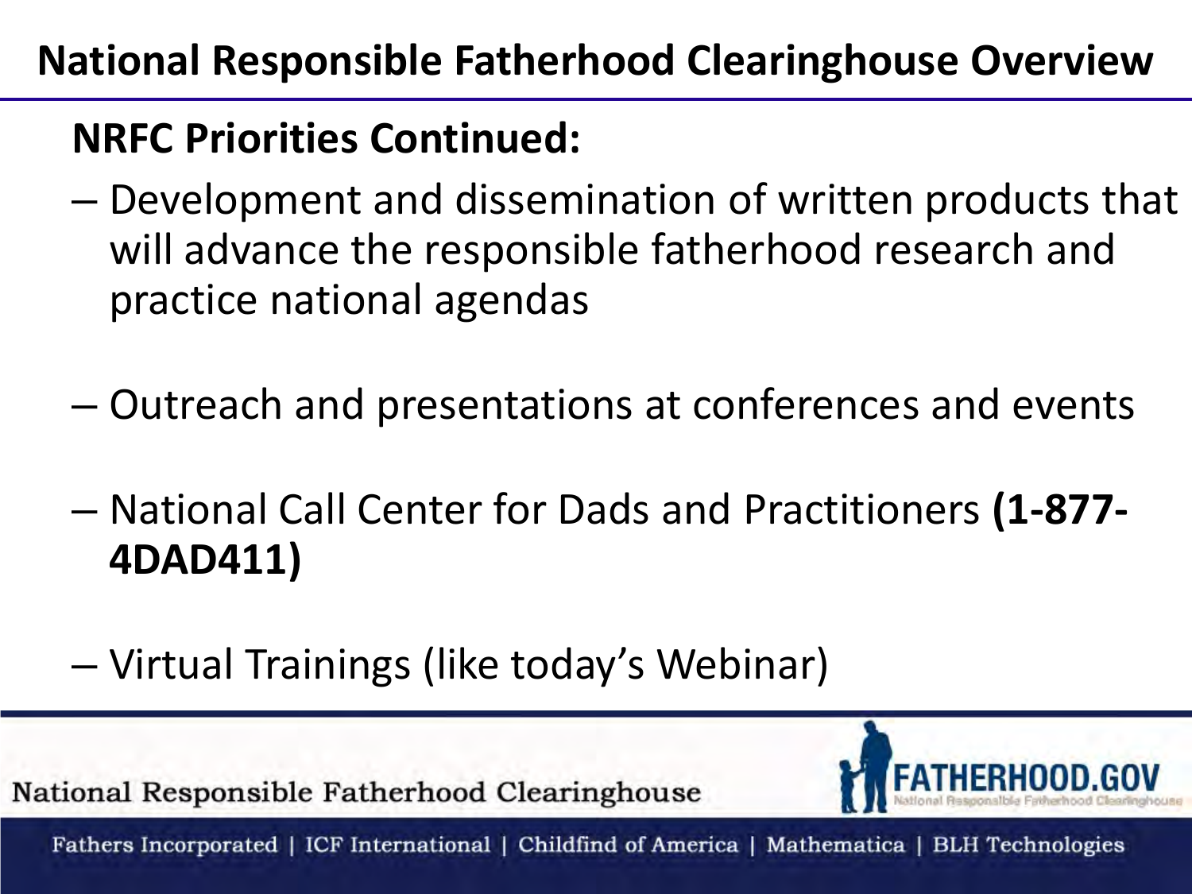# National Responsible Fatherhood Clearinghouse Overview

## NRFC Priorities Continued:

- Development and dissemination of written products that will advance the responsible fatherhood research and practice national agendas
- Outreach and presentations at conferences and events
- National Call Center for Dads and Practitioners **(1-877-4DAD411)**
- Virtual Trainings (like today's Webinar)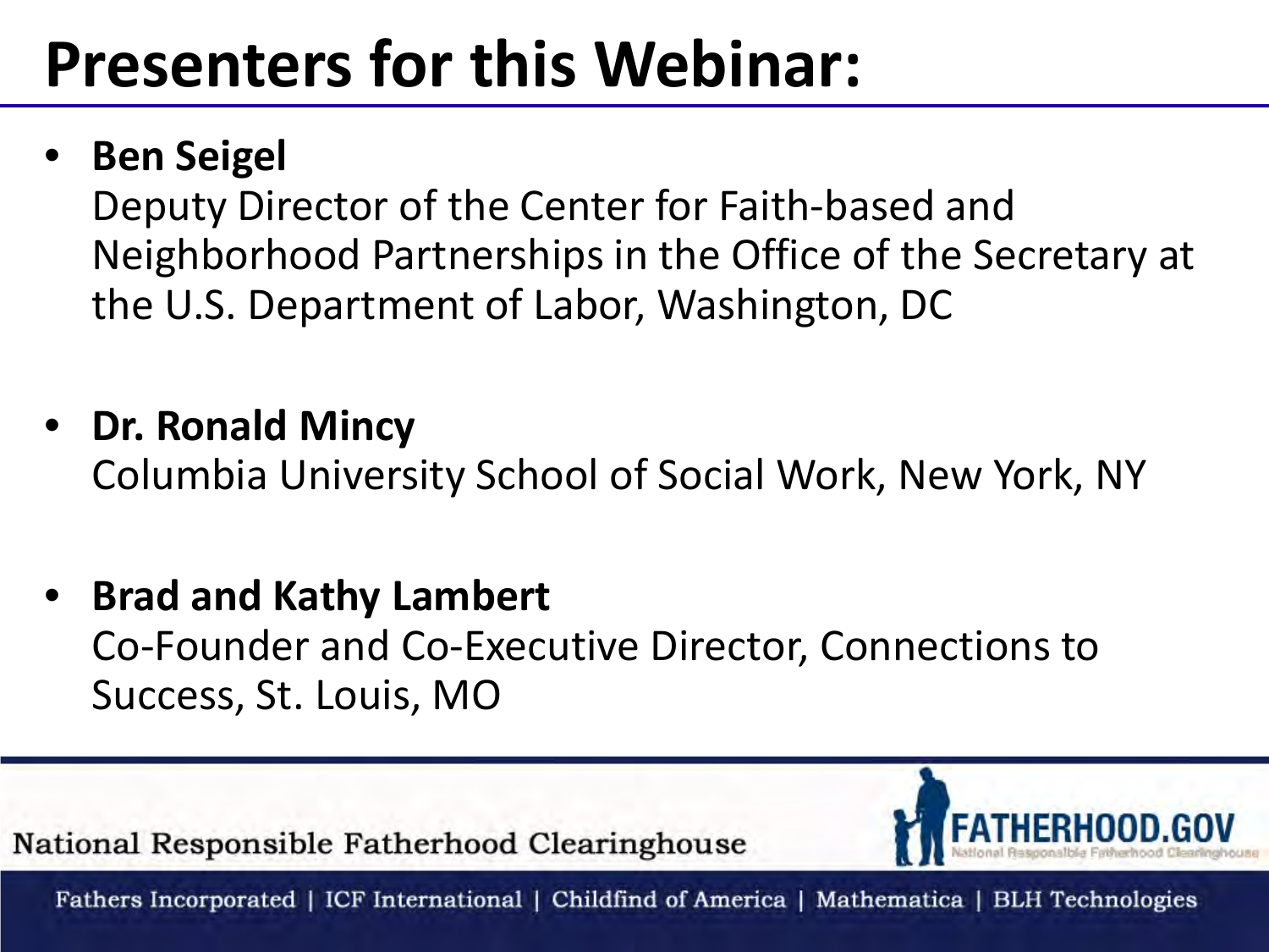# Presenters for this Webinar:

- **Ben Seigel**
  Deputy Director of the Center for Faith-based and Neighborhood Partnerships in the Office of the Secretary at the U.S. Department of Labor, Washington, DC

- **Dr. Ronald Mincy**
  Columbia University School of Social Work, New York, NY

- **Brad and Kathy Lambert**
  Co-Founder and Co-Executive Director, Connections to Success, St. Louis, MO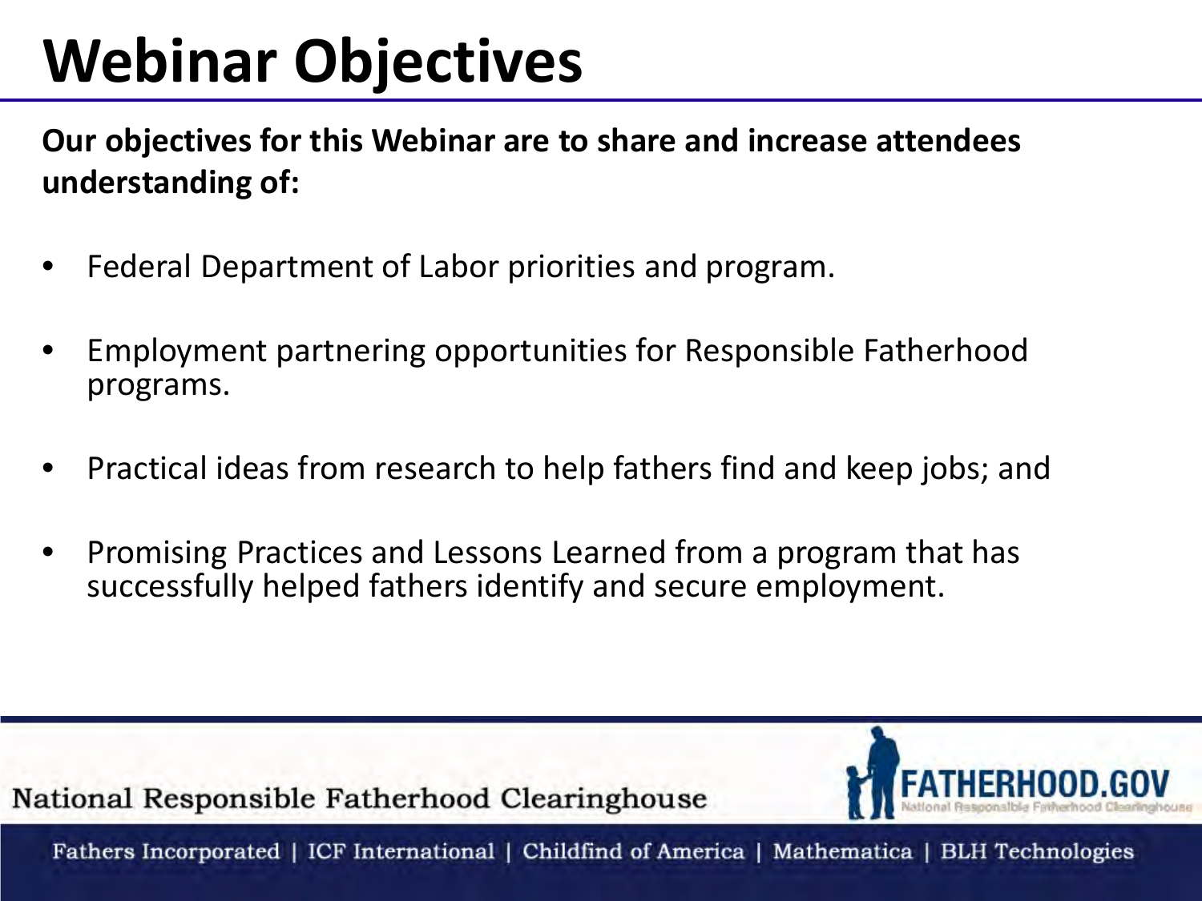# Webinar Objectives

**Our objectives for this Webinar are to share and increase attendees understanding of:**

- Federal Department of Labor priorities and program.
- Employment partnering opportunities for Responsible Fatherhood programs.
- Practical ideas from research to help fathers find and keep jobs; and
- Promising Practices and Lessons Learned from a program that has successfully helped fathers identify and secure employment.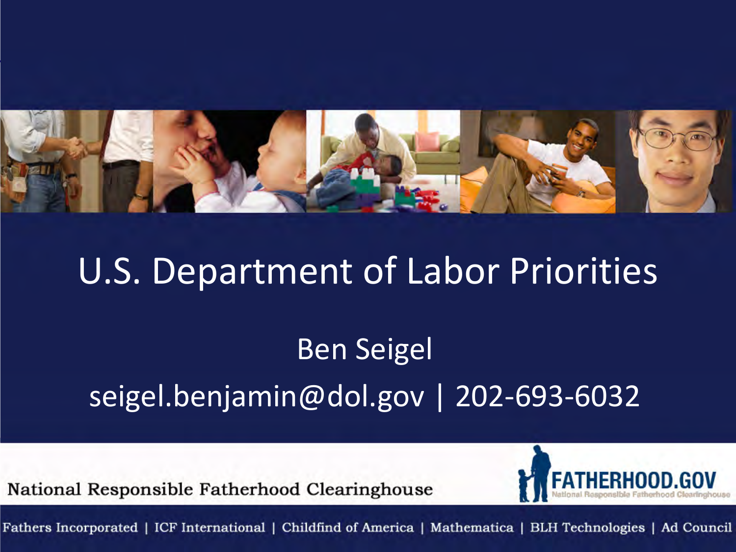# U.S. Department of Labor Priorities

Ben Seigel

seigel.benjamin@dol.gov | 202-693-6032

National Responsible Fatherhood Clearinghouse

FATHERHOOD.GOV
National Responsible Fatherhood Clearinghouse

Fathers Incorporated | ICF International | Childfind of America | Mathematica | BLH Technologies | Ad Council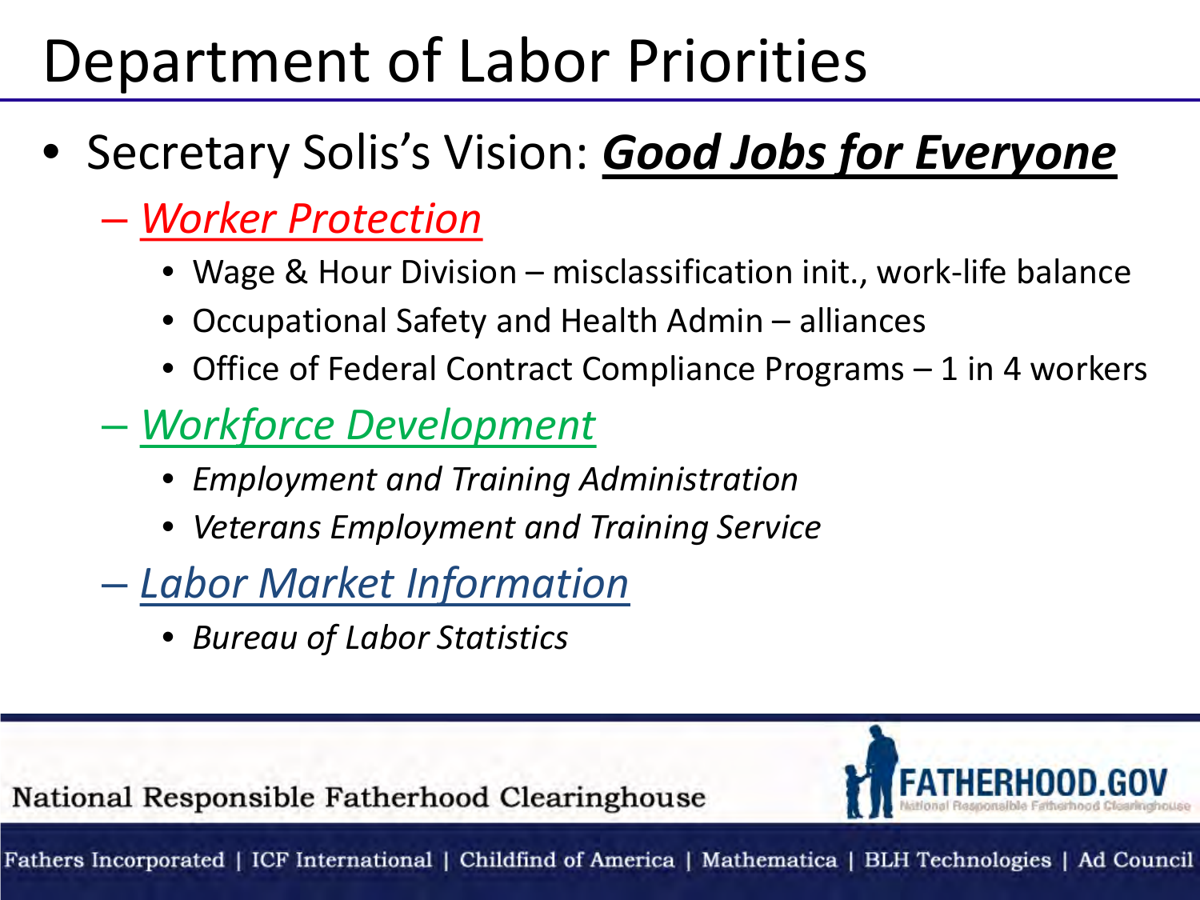# Department of Labor Priorities

- Secretary Solis's Vision: ***Good Jobs for Everyone***
  - *Worker Protection*
    - Wage & Hour Division – misclassification init., work-life balance
    - Occupational Safety and Health Admin – alliances
    - Office of Federal Contract Compliance Programs – 1 in 4 workers
  - *Workforce Development*
    - *Employment and Training Administration*
    - *Veterans Employment and Training Service*
  - *Labor Market Information*
    - *Bureau of Labor Statistics*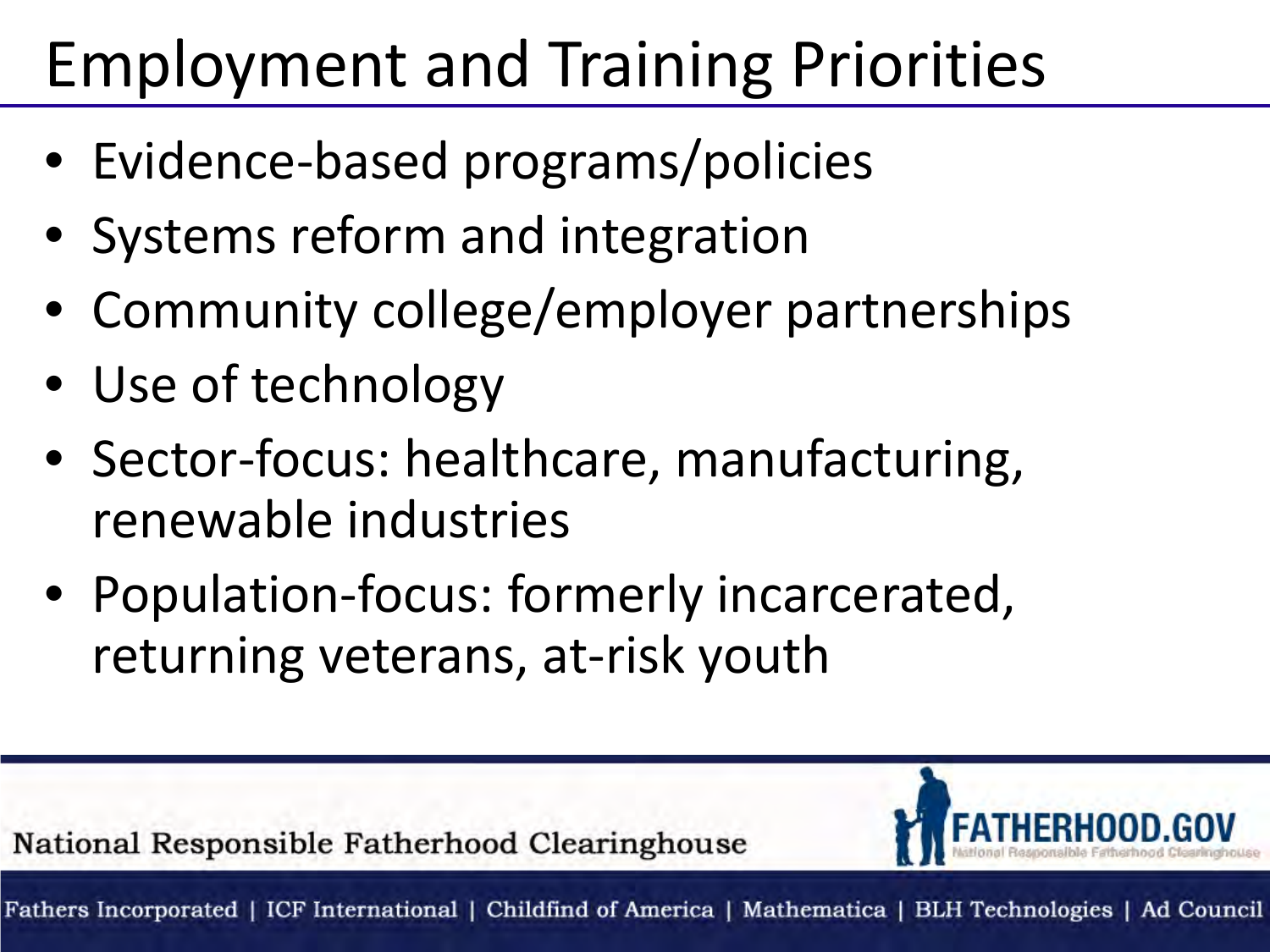# Employment and Training Priorities

- Evidence-based programs/policies
- Systems reform and integration
- Community college/employer partnerships
- Use of technology
- Sector-focus: healthcare, manufacturing, renewable industries
- Population-focus: formerly incarcerated, returning veterans, at-risk youth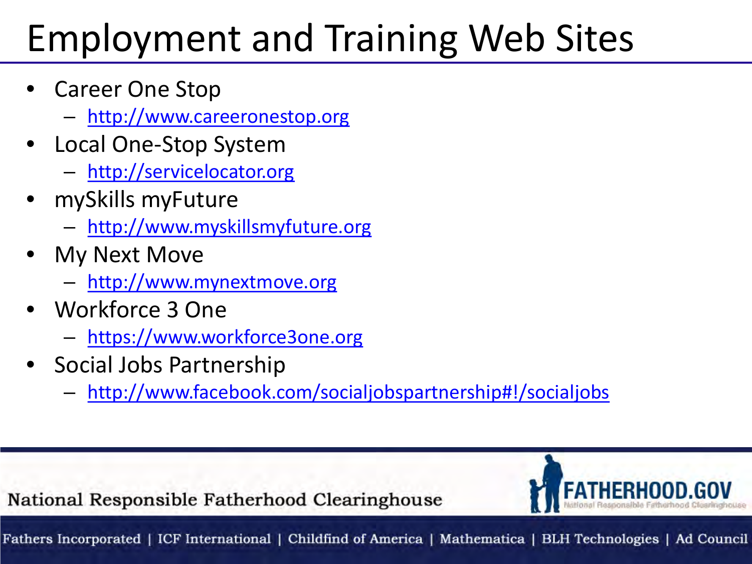# Employment and Training Web Sites

- Career One Stop
  - http://www.careeronestop.org
- Local One-Stop System
  - http://servicelocator.org
- mySkills myFuture
  - http://www.myskillsmyfuture.org
- My Next Move
  - http://www.mynextmove.org
- Workforce 3 One
  - https://www.workforce3one.org
- Social Jobs Partnership
  - http://www.facebook.com/socialjobspartnership#!/socialjobs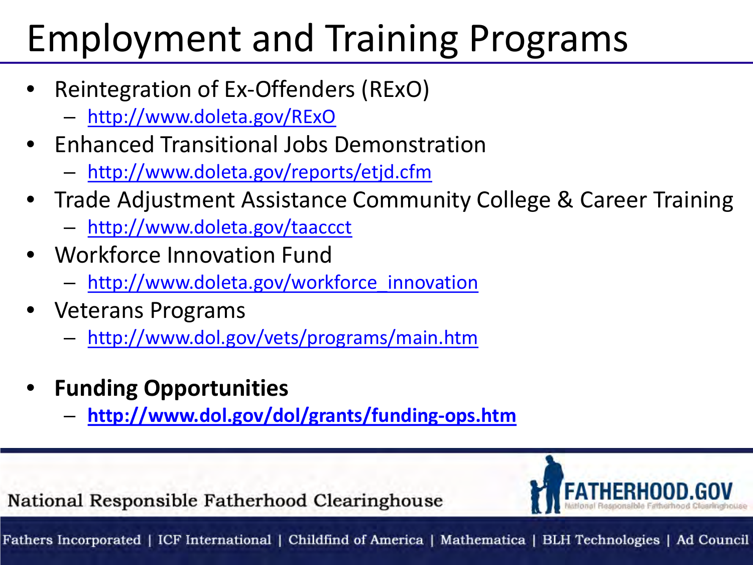# Employment and Training Programs

- Reintegration of Ex-Offenders (RExO)
  - http://www.doleta.gov/RExO
- Enhanced Transitional Jobs Demonstration
  - http://www.doleta.gov/reports/etjd.cfm
- Trade Adjustment Assistance Community College & Career Training
  - http://www.doleta.gov/taaccct
- Workforce Innovation Fund
  - http://www.doleta.gov/workforce_innovation
- Veterans Programs
  - http://www.dol.gov/vets/programs/main.htm

- **Funding Opportunities**
  - **http://www.dol.gov/dol/grants/funding-ops.htm**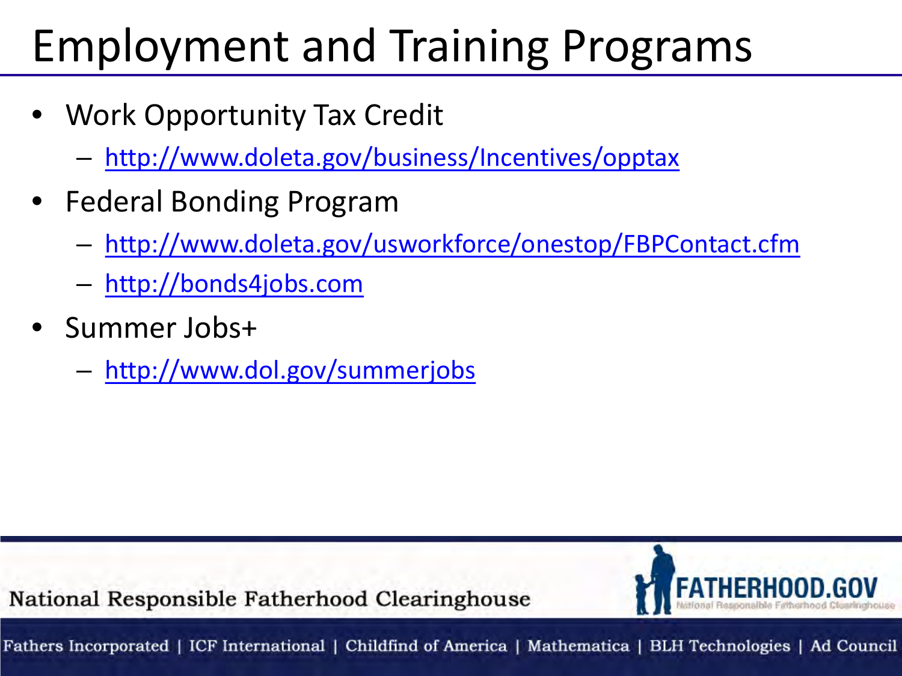# Employment and Training Programs

- Work Opportunity Tax Credit
  - http://www.doleta.gov/business/Incentives/opptax
- Federal Bonding Program
  - http://www.doleta.gov/usworkforce/onestop/FBPContact.cfm
  - http://bonds4jobs.com
- Summer Jobs+
  - http://www.dol.gov/summerjobs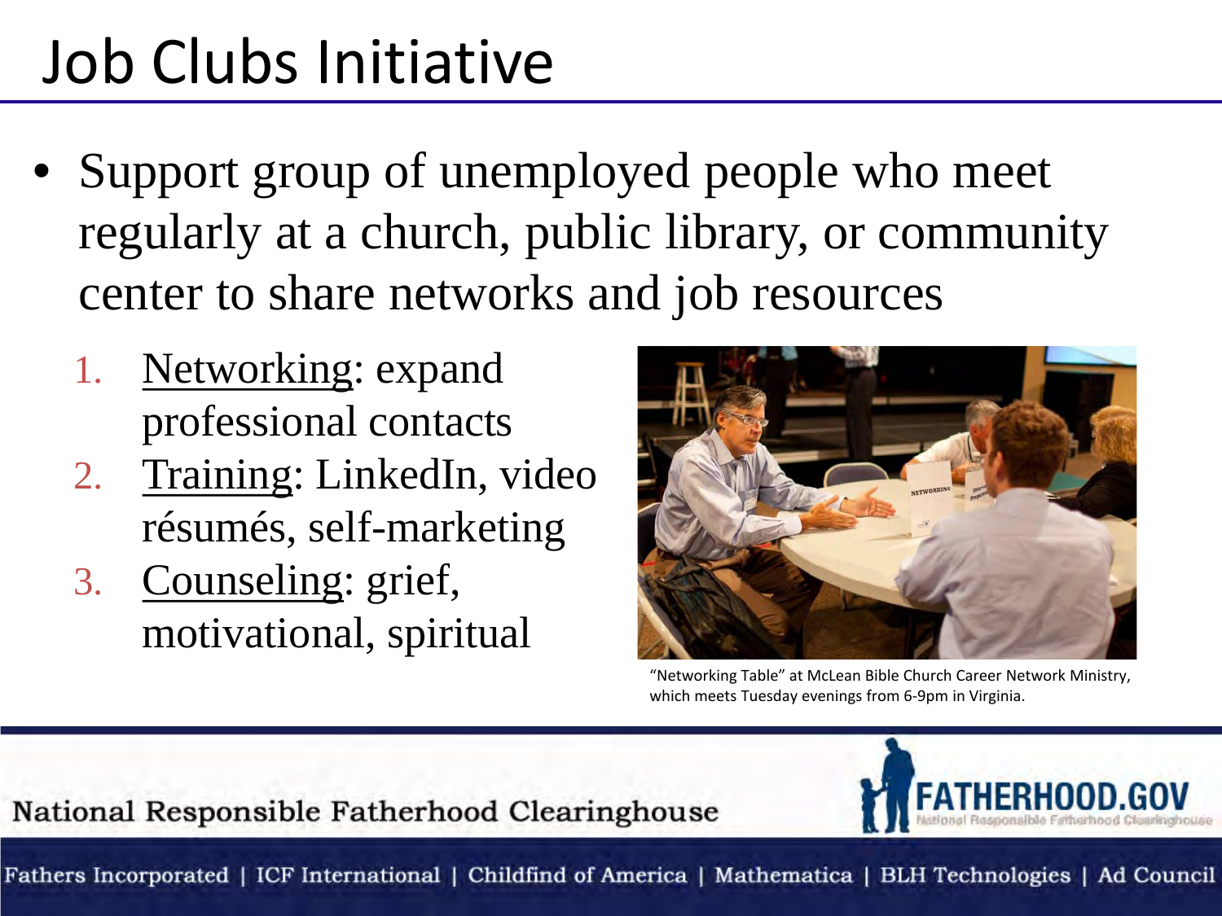# Job Clubs Initiative

- Support group of unemployed people who meet regularly at a church, public library, or community center to share networks and job resources

    1. Networking: expand professional contacts
    2. Training: LinkedIn, video résumés, self-marketing
    3. Counseling: grief, motivational, spiritual

"Networking Table" at McLean Bible Church Career Network Ministry, which meets Tuesday evenings from 6-9pm in Virginia.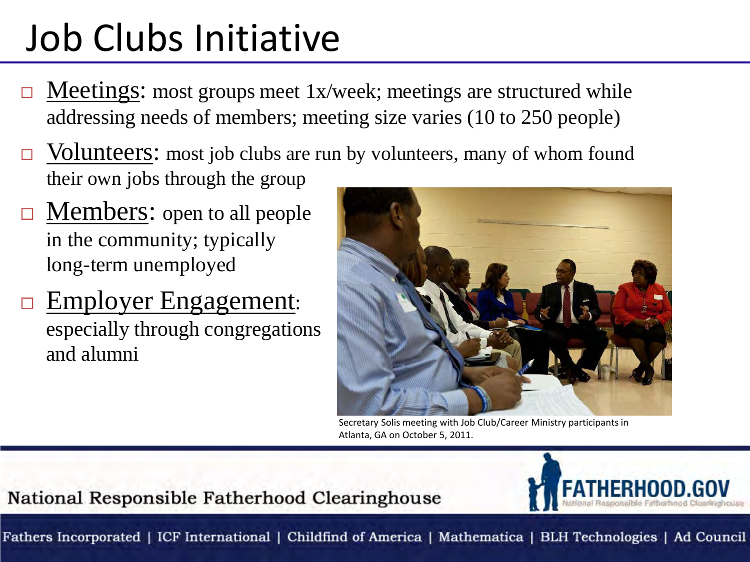# Job Clubs Initiative

- Meetings: most groups meet 1x/week; meetings are structured while addressing needs of members; meeting size varies (10 to 250 people)
- Volunteers: most job clubs are run by volunteers, many of whom found their own jobs through the group
- Members: open to all people in the community; typically long-term unemployed
- Employer Engagement: especially through congregations and alumni

Secretary Solis meeting with Job Club/Career Ministry participants in Atlanta, GA on October 5, 2011.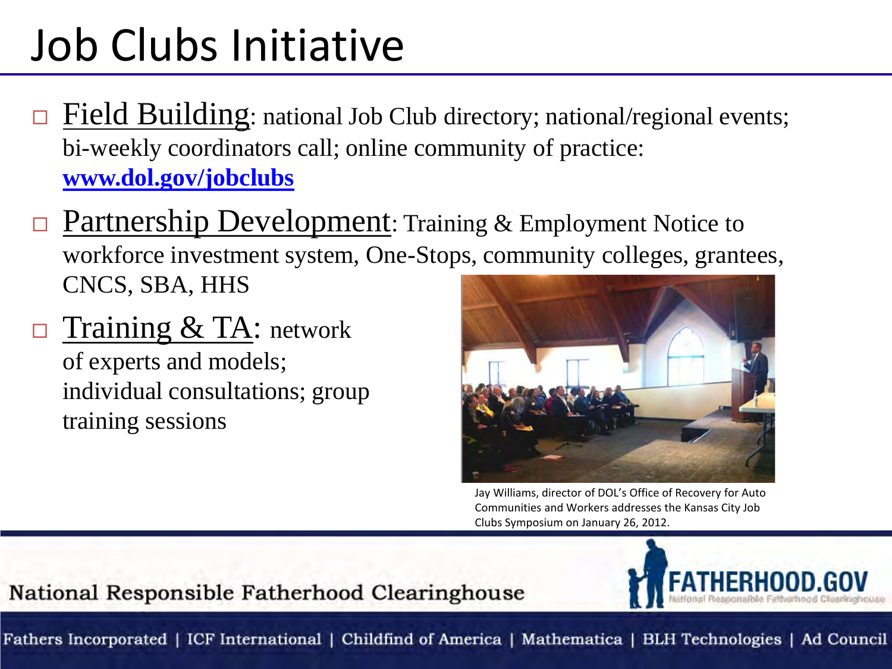# Job Clubs Initiative

- Field Building: national Job Club directory; national/regional events; bi-weekly coordinators call; online community of practice: **www.dol.gov/jobclubs**
- Partnership Development: Training & Employment Notice to workforce investment system, One-Stops, community colleges, grantees, CNCS, SBA, HHS
- Training & TA: network of experts and models; individual consultations; group training sessions

Jay Williams, director of DOL's Office of Recovery for Auto Communities and Workers addresses the Kansas City Job Clubs Symposium on January 26, 2012.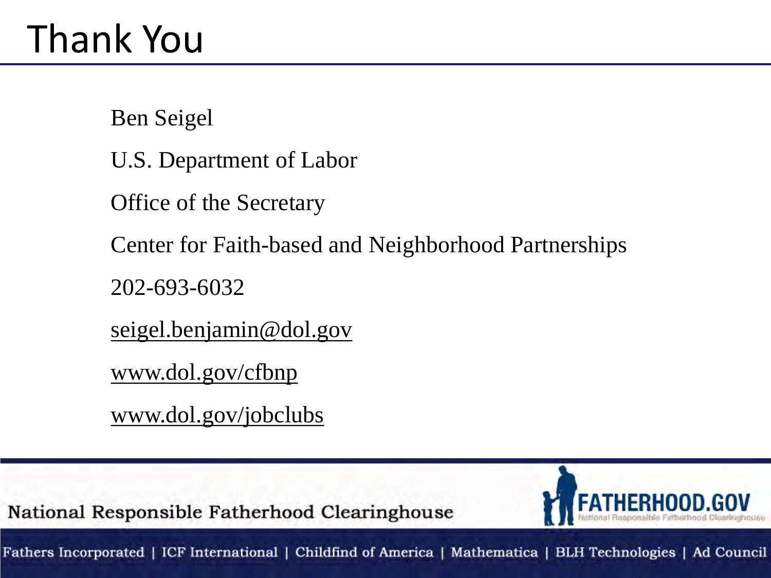# Thank You

Ben Seigel

U.S. Department of Labor

Office of the Secretary

Center for Faith-based and Neighborhood Partnerships

202-693-6032

seigel.benjamin@dol.gov

www.dol.gov/cfbnp

www.dol.gov/jobclubs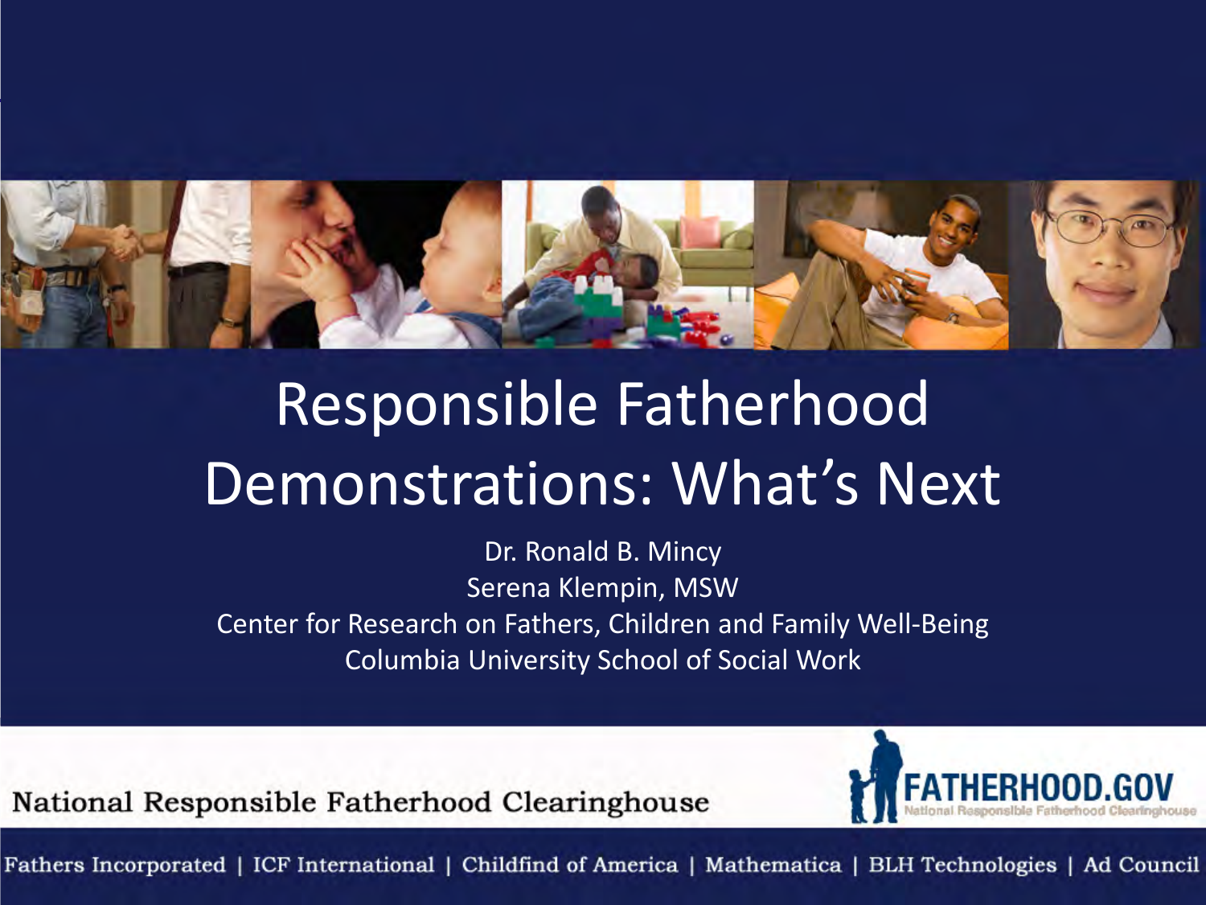# Responsible Fatherhood Demonstrations: What's Next

Dr. Ronald B. Mincy

Serena Klempin, MSW

Center for Research on Fathers, Children and Family Well-Being

Columbia University School of Social Work

National Responsible Fatherhood Clearinghouse

FATHERHOOD.GOV

National Responsible Fatherhood Clearinghouse

Fathers Incorporated | ICF International | Childfind of America | Mathematica | BLH Technologies | Ad Council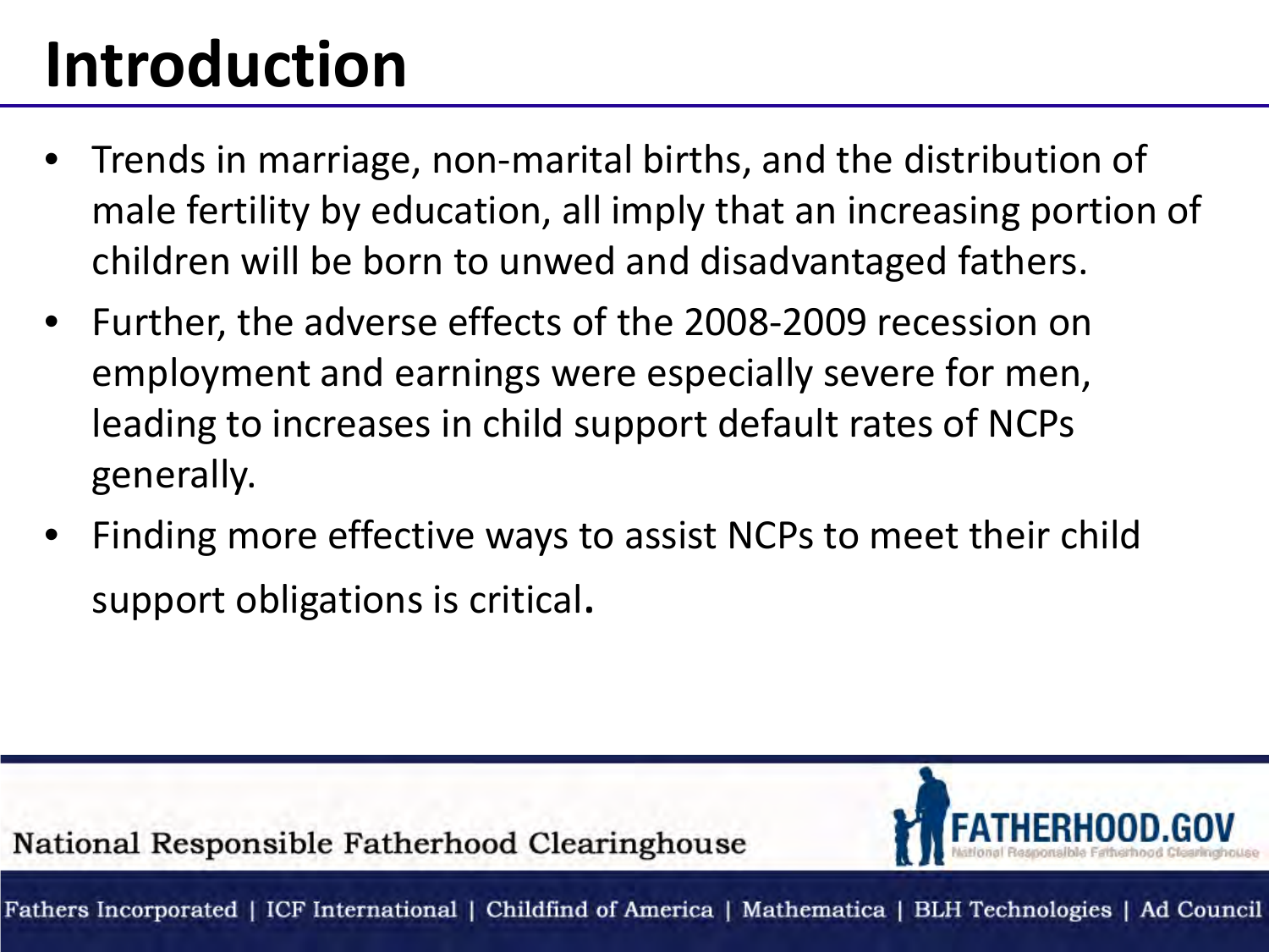# Introduction

- Trends in marriage, non-marital births, and the distribution of male fertility by education, all imply that an increasing portion of children will be born to unwed and disadvantaged fathers.
- Further, the adverse effects of the 2008-2009 recession on employment and earnings were especially severe for men, leading to increases in child support default rates of NCPs generally.
- Finding more effective ways to assist NCPs to meet their child support obligations is critical.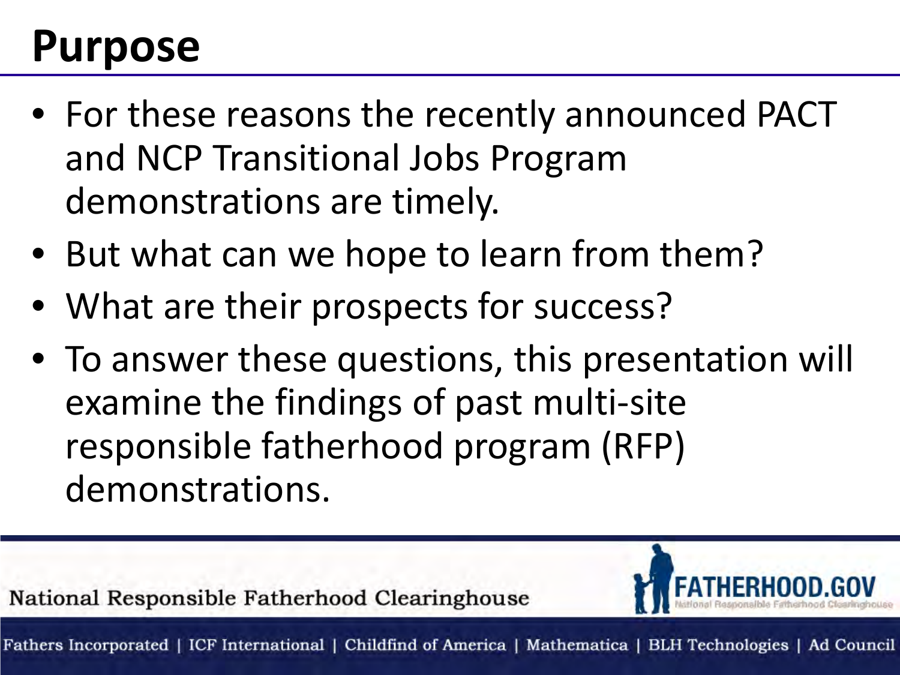# Purpose

- For these reasons the recently announced PACT and NCP Transitional Jobs Program demonstrations are timely.
- But what can we hope to learn from them?
- What are their prospects for success?
- To answer these questions, this presentation will examine the findings of past multi-site responsible fatherhood program (RFP) demonstrations.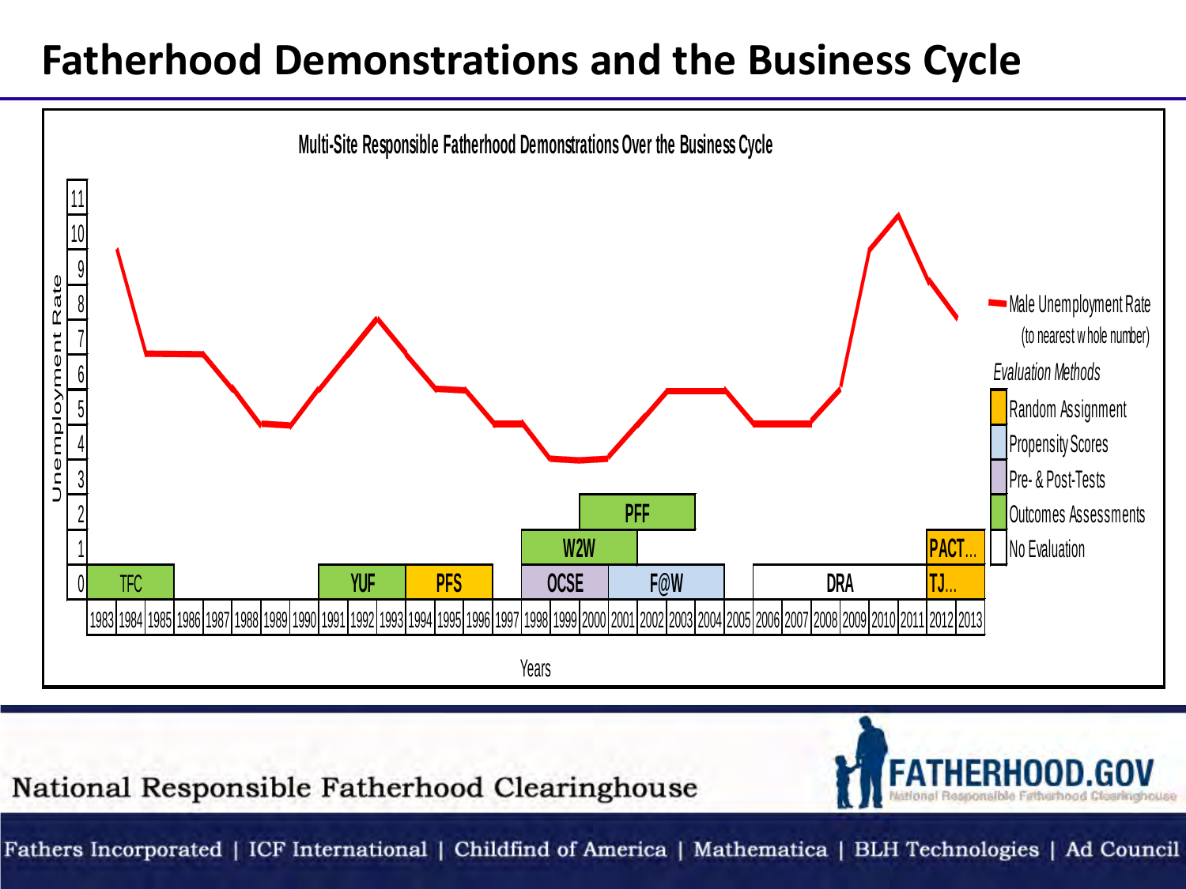# Fatherhood Demonstrations and the Business Cycle

**Multi-Site Responsible Fatherhood Demonstrations Over the Business Cycle**

Unemployment Rate

0 1 2 3 4 5 6 7 8 9 10 11

TFC | YUF | PFS | OCSE | W2W | PFF | F@W | DRA | PACT... | TJ...

1983 1984 1985 1986 1987 1988 1989 1990 1991 1992 1993 1994 1995 1996 1997 1998 1999 2000 2001 2002 2003 2004 2005 2006 2007 2008 2009 2010 2011 2012 2013

Years

Male Unemployment Rate (to nearest whole number)

*Evaluation Methods*

- Random Assignment
- Propensity Scores
- Pre- & Post-Tests
- Outcomes Assessments
- No Evaluation

National Responsible Fatherhood Clearinghouse

FATHERHOOD.GOV National Responsible Fatherhood Clearinghouse

Fathers Incorporated | ICF International | Childfind of America | Mathematica | BLH Technologies | Ad Council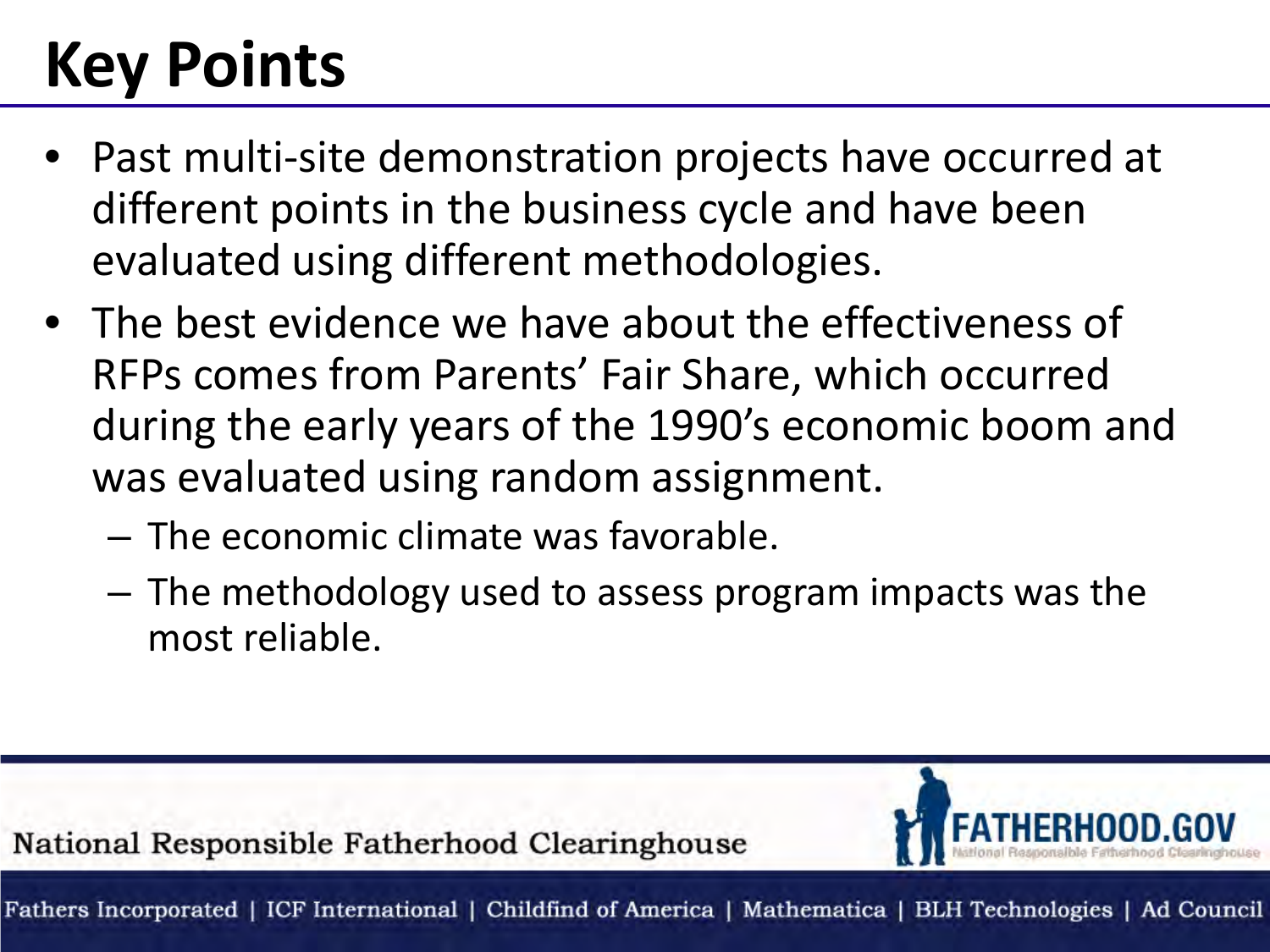# Key Points

- Past multi-site demonstration projects have occurred at different points in the business cycle and have been evaluated using different methodologies.
- The best evidence we have about the effectiveness of RFPs comes from Parents' Fair Share, which occurred during the early years of the 1990's economic boom and was evaluated using random assignment.
  - The economic climate was favorable.
  - The methodology used to assess program impacts was the most reliable.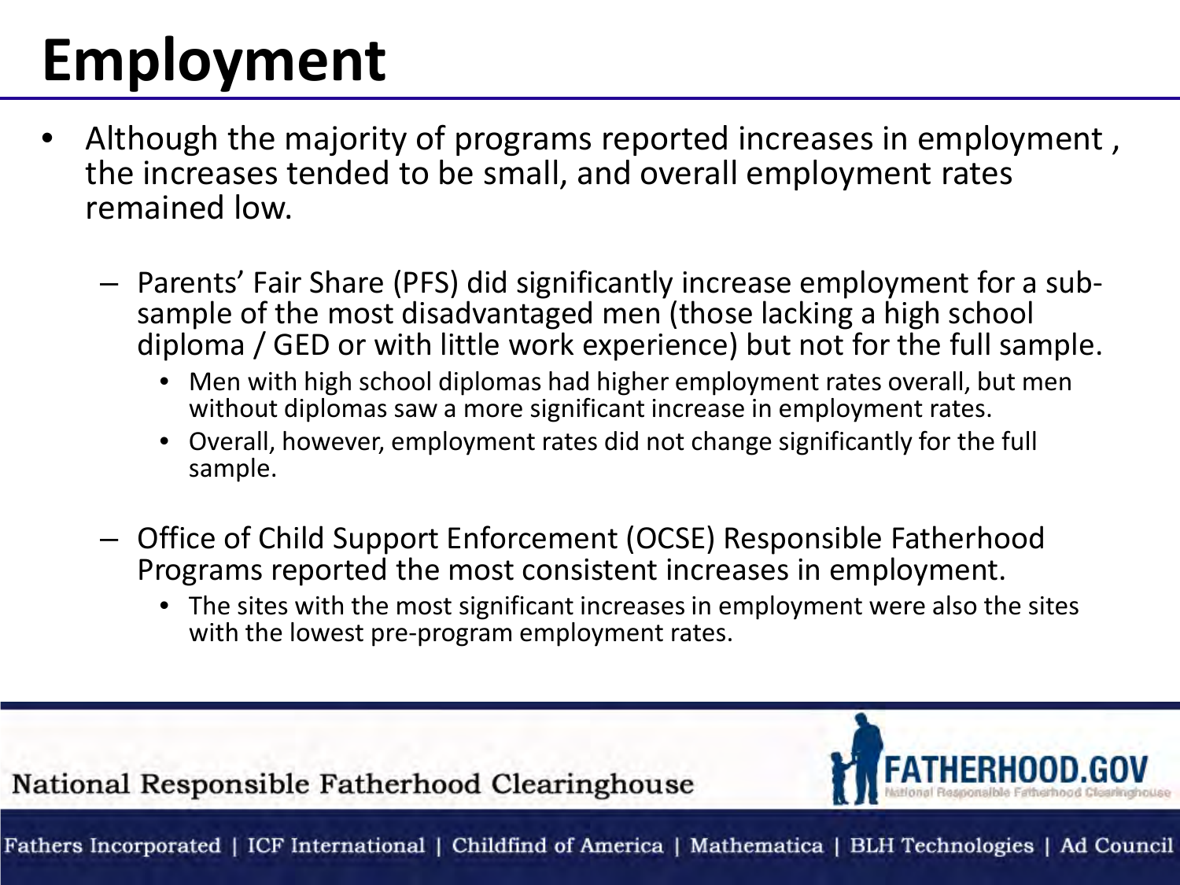# Employment

- Although the majority of programs reported increases in employment , the increases tended to be small, and overall employment rates remained low.
  - Parents' Fair Share (PFS) did significantly increase employment for a sub-sample of the most disadvantaged men (those lacking a high school diploma / GED or with little work experience) but not for the full sample.
    - Men with high school diplomas had higher employment rates overall, but men without diplomas saw a more significant increase in employment rates.
    - Overall, however, employment rates did not change significantly for the full sample.
  - Office of Child Support Enforcement (OCSE) Responsible Fatherhood Programs reported the most consistent increases in employment.
    - The sites with the most significant increases in employment were also the sites with the lowest pre-program employment rates.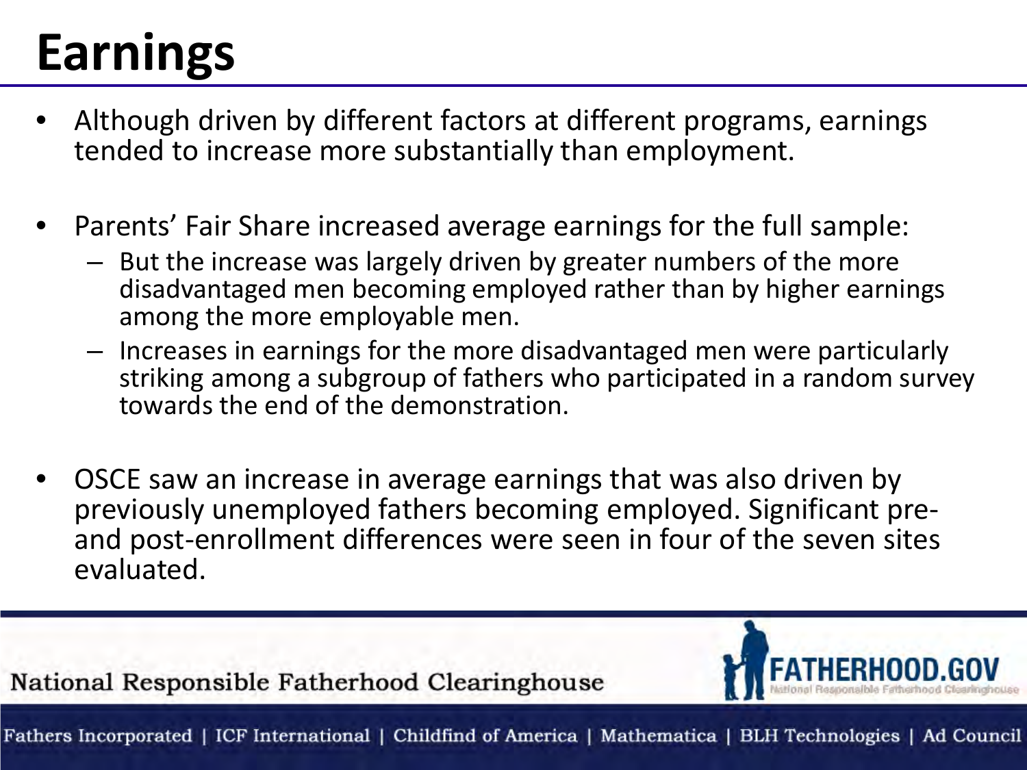# Earnings

- Although driven by different factors at different programs, earnings tended to increase more substantially than employment.

- Parents' Fair Share increased average earnings for the full sample:
  - But the increase was largely driven by greater numbers of the more disadvantaged men becoming employed rather than by higher earnings among the more employable men.
  - Increases in earnings for the more disadvantaged men were particularly striking among a subgroup of fathers who participated in a random survey towards the end of the demonstration.

- OSCE saw an increase in average earnings that was also driven by previously unemployed fathers becoming employed. Significant pre- and post-enrollment differences were seen in four of the seven sites evaluated.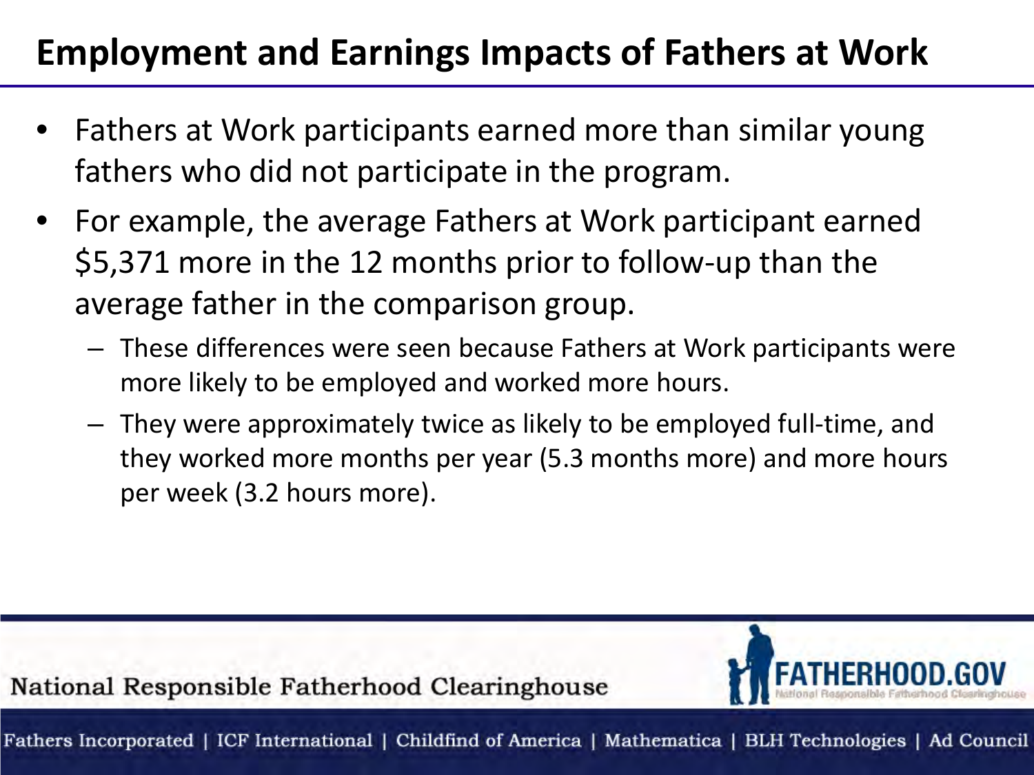# Employment and Earnings Impacts of Fathers at Work

- Fathers at Work participants earned more than similar young fathers who did not participate in the program.
- For example, the average Fathers at Work participant earned $5,371 more in the 12 months prior to follow-up than the average father in the comparison group.
  - These differences were seen because Fathers at Work participants were more likely to be employed and worked more hours.
  - They were approximately twice as likely to be employed full-time, and they worked more months per year (5.3 months more) and more hours per week (3.2 hours more).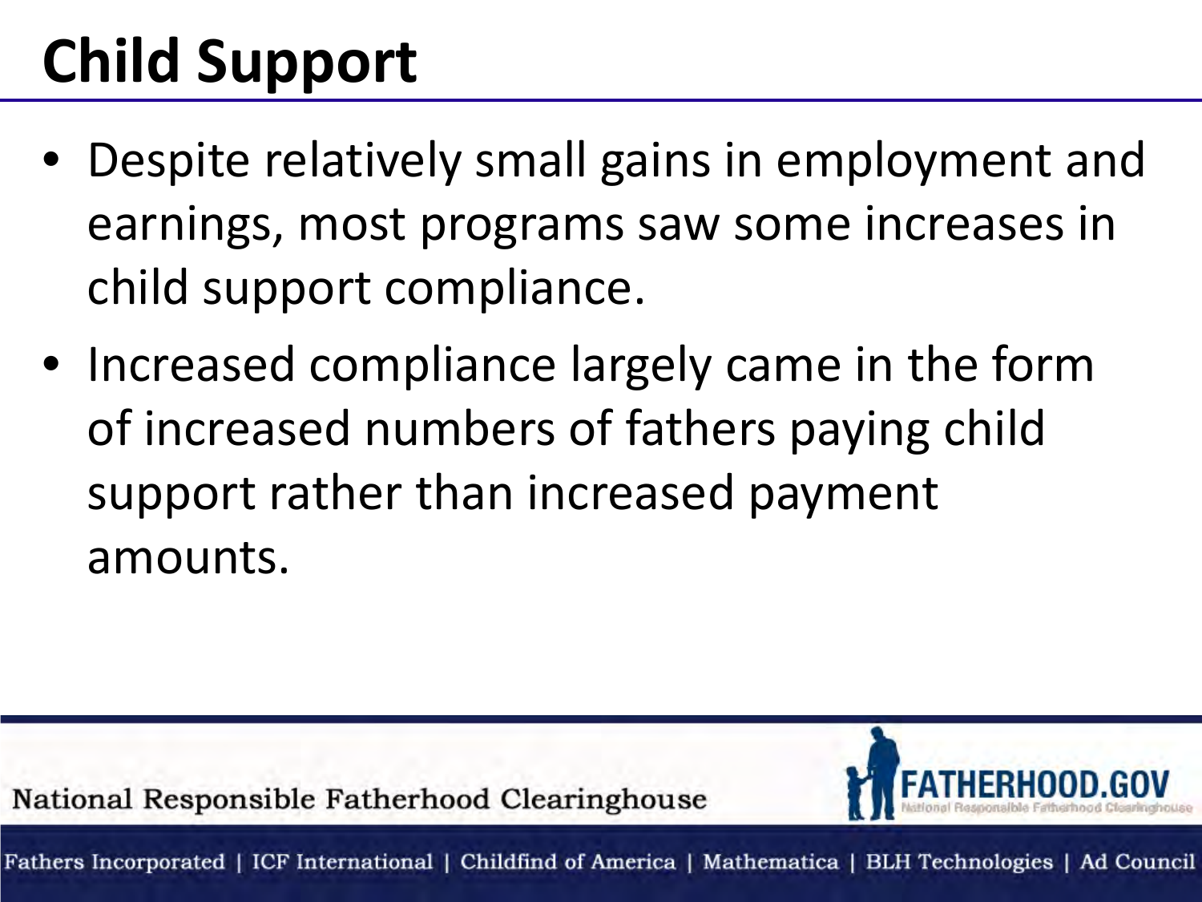# Child Support

- Despite relatively small gains in employment and earnings, most programs saw some increases in child support compliance.
- Increased compliance largely came in the form of increased numbers of fathers paying child support rather than increased payment amounts.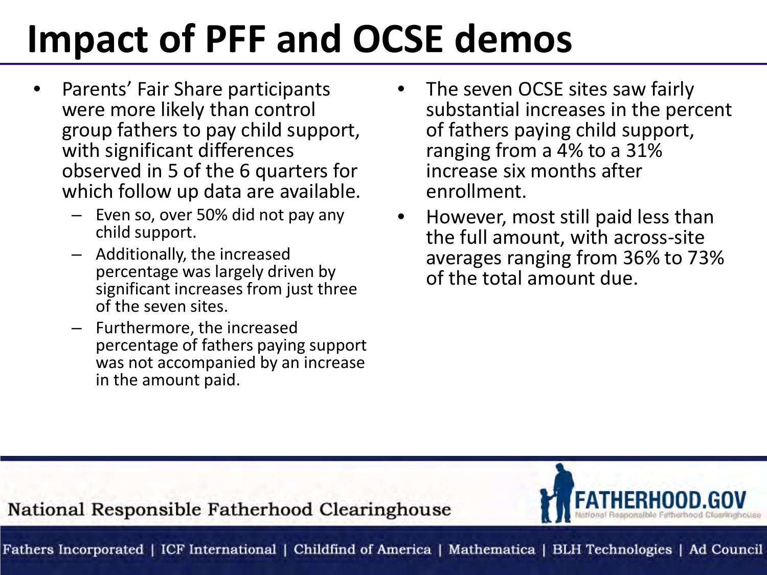# Impact of PFF and OCSE demos

- Parents' Fair Share participants were more likely than control group fathers to pay child support, with significant differences observed in 5 of the 6 quarters for which follow up data are available.
  - Even so, over 50% did not pay any child support.
  - Additionally, the increased percentage was largely driven by significant increases from just three of the seven sites.
  - Furthermore, the increased percentage of fathers paying support was not accompanied by an increase in the amount paid.
- The seven OCSE sites saw fairly substantial increases in the percent of fathers paying child support, ranging from a 4% to a 31% increase six months after enrollment.
- However, most still paid less than the full amount, with across-site averages ranging from 36% to 73% of the total amount due.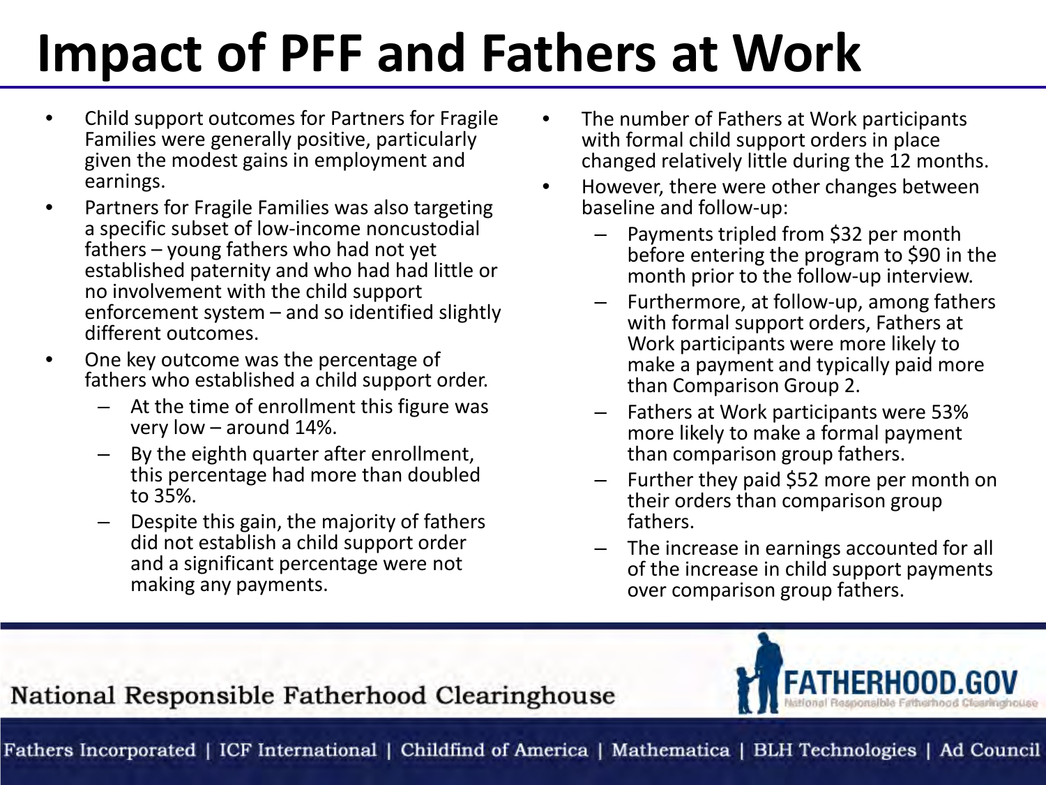# Impact of PFF and Fathers at Work

- Child support outcomes for Partners for Fragile Families were generally positive, particularly given the modest gains in employment and earnings.
- Partners for Fragile Families was also targeting a specific subset of low-income noncustodial fathers – young fathers who had not yet established paternity and who had had little or no involvement with the child support enforcement system – and so identified slightly different outcomes.
- One key outcome was the percentage of fathers who established a child support order.
  - At the time of enrollment this figure was very low – around 14%.
  - By the eighth quarter after enrollment, this percentage had more than doubled to 35%.
  - Despite this gain, the majority of fathers did not establish a child support order and a significant percentage were not making any payments.

- The number of Fathers at Work participants with formal child support orders in place changed relatively little during the 12 months.
- However, there were other changes between baseline and follow-up:
  - Payments tripled from $32 per month before entering the program to $90 in the month prior to the follow-up interview.
  - Furthermore, at follow-up, among fathers with formal support orders, Fathers at Work participants were more likely to make a payment and typically paid more than Comparison Group 2.
  - Fathers at Work participants were 53% more likely to make a formal payment than comparison group fathers.
  - Further they paid $52 more per month on their orders than comparison group fathers.
  - The increase in earnings accounted for all of the increase in child support payments over comparison group fathers.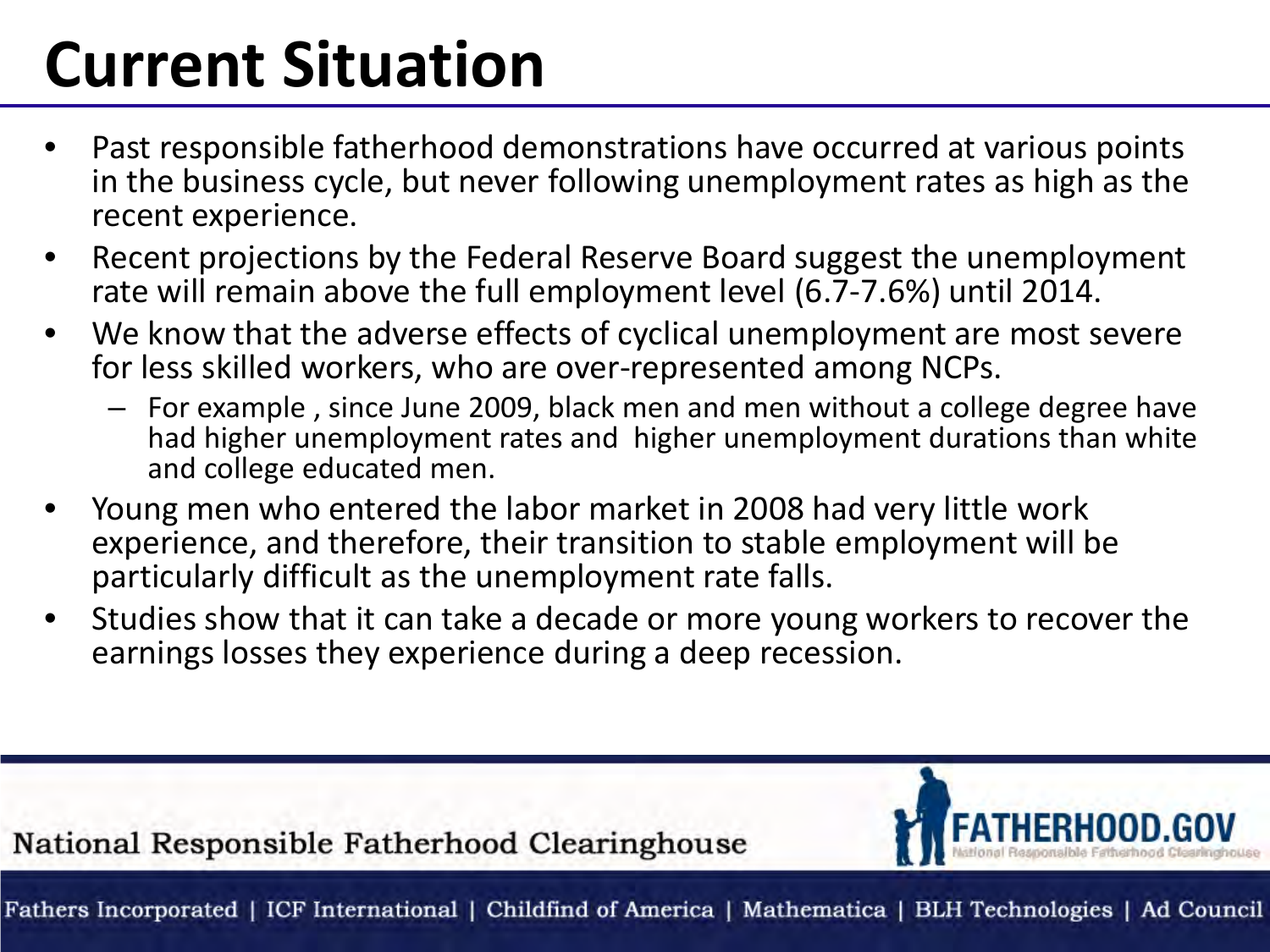# Current Situation

- Past responsible fatherhood demonstrations have occurred at various points in the business cycle, but never following unemployment rates as high as the recent experience.
- Recent projections by the Federal Reserve Board suggest the unemployment rate will remain above the full employment level (6.7-7.6%) until 2014.
- We know that the adverse effects of cyclical unemployment are most severe for less skilled workers, who are over-represented among NCPs.
  - For example , since June 2009, black men and men without a college degree have had higher unemployment rates and higher unemployment durations than white and college educated men.
- Young men who entered the labor market in 2008 had very little work experience, and therefore, their transition to stable employment will be particularly difficult as the unemployment rate falls.
- Studies show that it can take a decade or more young workers to recover the earnings losses they experience during a deep recession.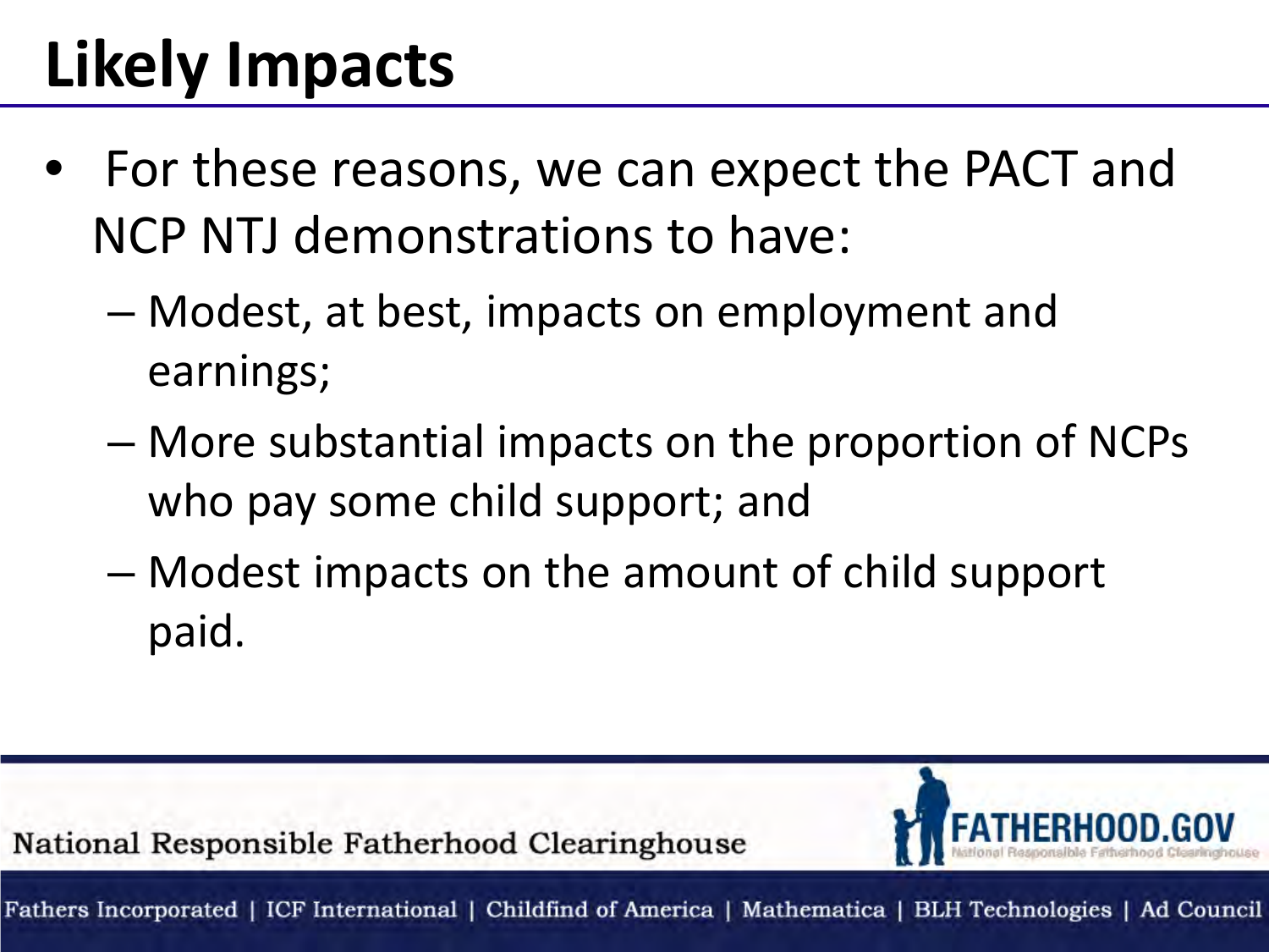# Likely Impacts

- For these reasons, we can expect the PACT and NCP NTJ demonstrations to have:
  - Modest, at best, impacts on employment and earnings;
  - More substantial impacts on the proportion of NCPs who pay some child support; and
  - Modest impacts on the amount of child support paid.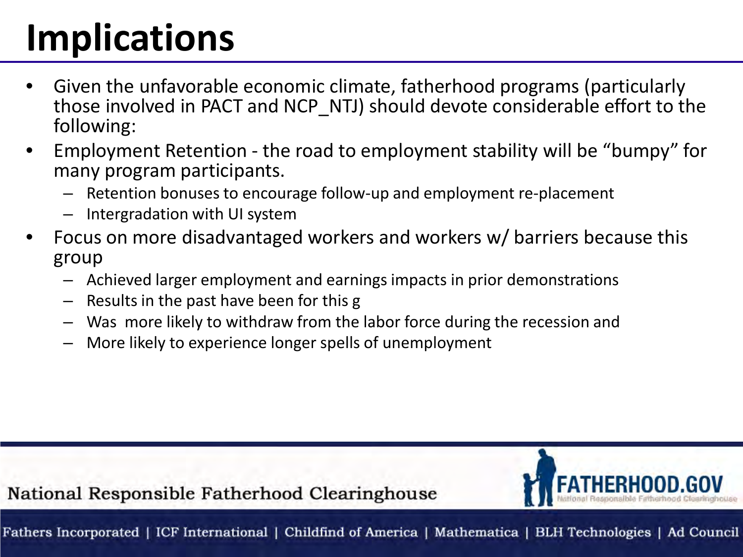# Implications

- Given the unfavorable economic climate, fatherhood programs (particularly those involved in PACT and NCP_NTJ) should devote considerable effort to the following:
- Employment Retention - the road to employment stability will be "bumpy" for many program participants.
  - Retention bonuses to encourage follow-up and employment re-placement
  - Intergradation with UI system
- Focus on more disadvantaged workers and workers w/ barriers because this group
  - Achieved larger employment and earnings impacts in prior demonstrations
  - Results in the past have been for this g
  - Was  more likely to withdraw from the labor force during the recession and
  - More likely to experience longer spells of unemployment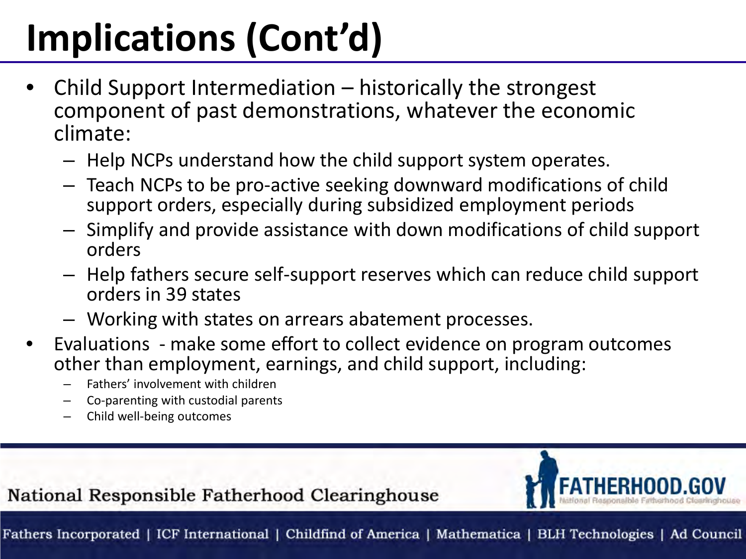# Implications (Cont'd)

- Child Support Intermediation – historically the strongest component of past demonstrations, whatever the economic climate:
  - Help NCPs understand how the child support system operates.
  - Teach NCPs to be pro-active seeking downward modifications of child support orders, especially during subsidized employment periods
  - Simplify and provide assistance with down modifications of child support orders
  - Help fathers secure self-support reserves which can reduce child support orders in 39 states
  - Working with states on arrears abatement processes.
- Evaluations - make some effort to collect evidence on program outcomes other than employment, earnings, and child support, including:
  - Fathers' involvement with children
  - Co-parenting with custodial parents
  - Child well-being outcomes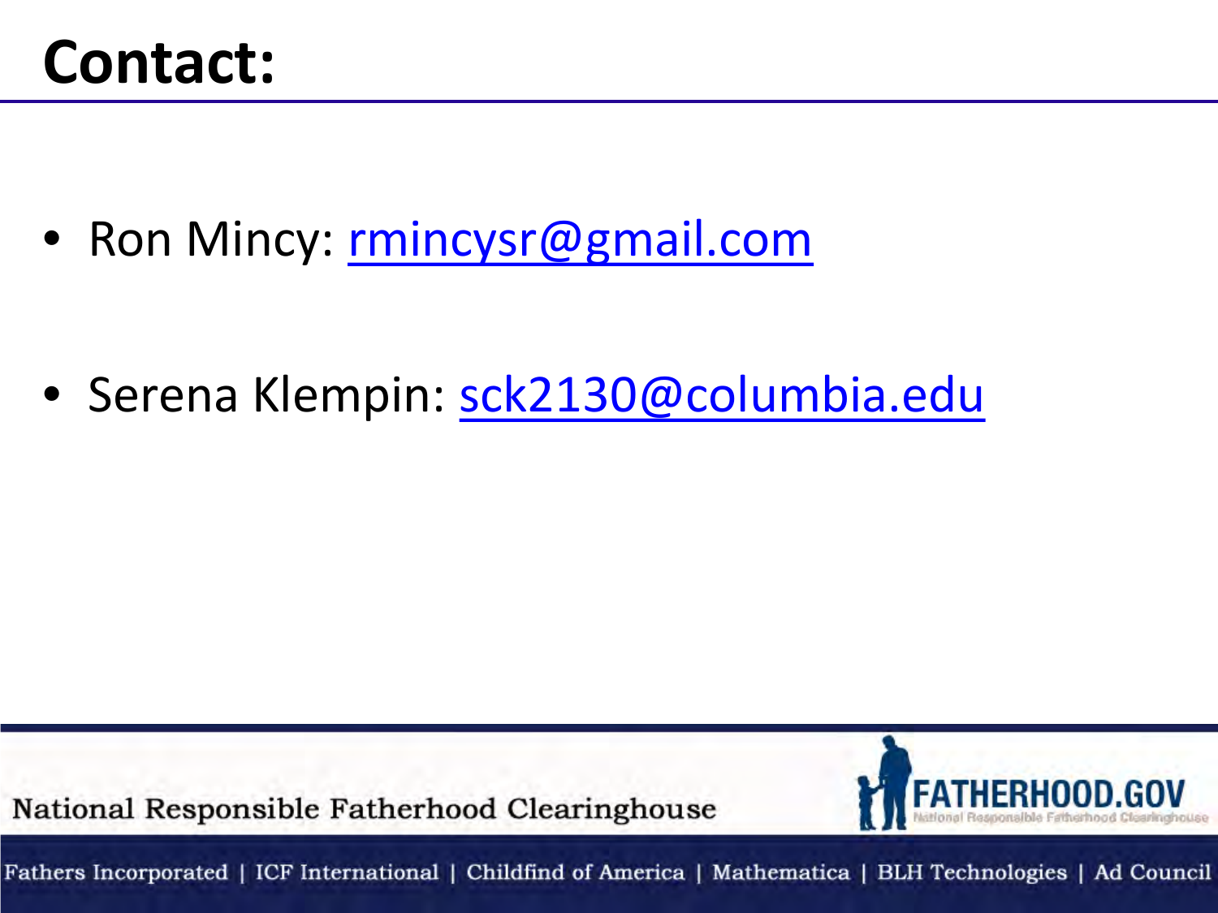# Contact:

- Ron Mincy: rmincysr@gmail.com
- Serena Klempin: sck2130@columbia.edu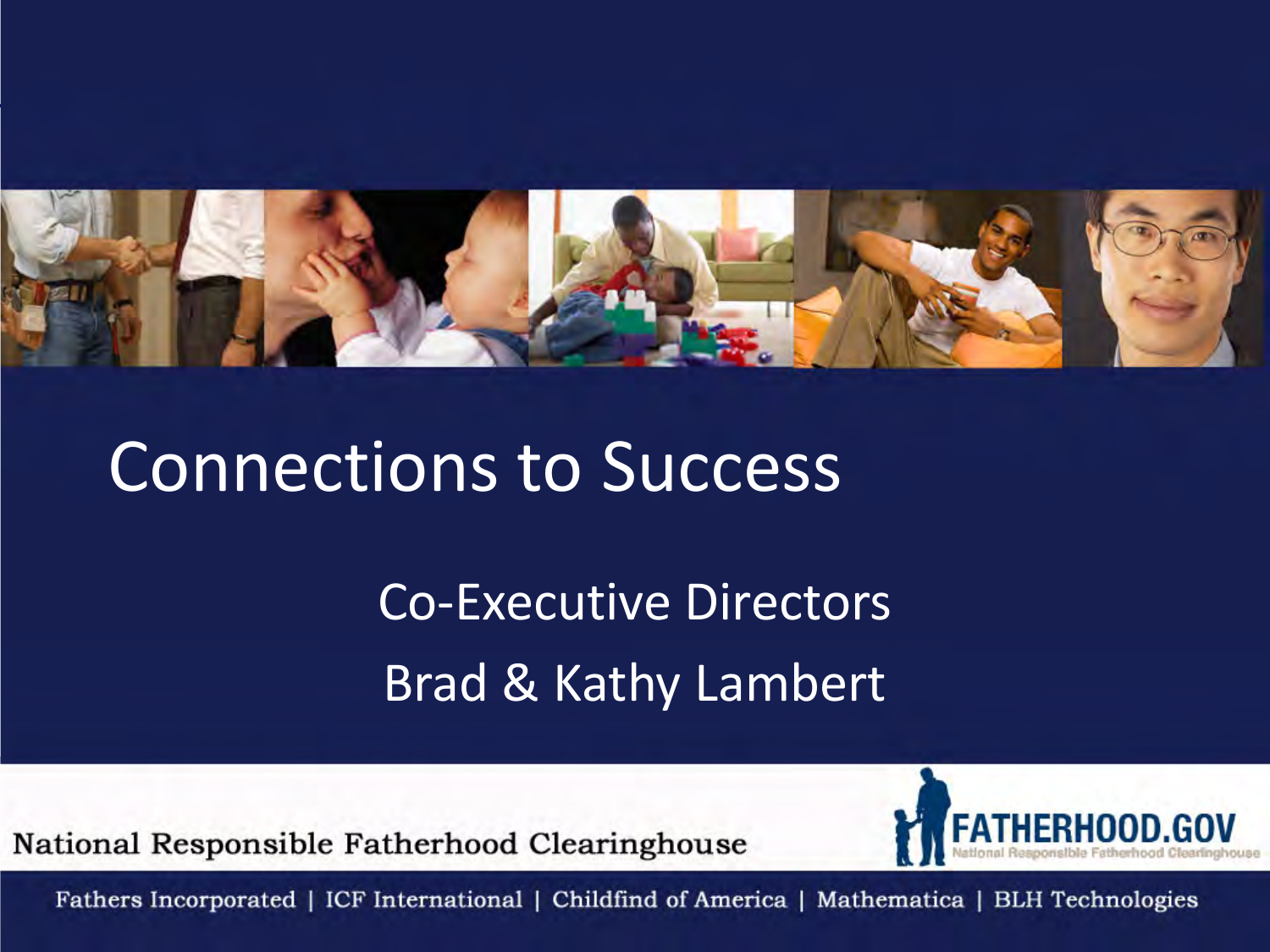# Connections to Success

Co-Executive Directors

Brad & Kathy Lambert

National Responsible Fatherhood Clearinghouse

FATHERHOOD.GOV

National Responsible Fatherhood Clearinghouse

Fathers Incorporated | ICF International | Childfind of America | Mathematica | BLH Technologies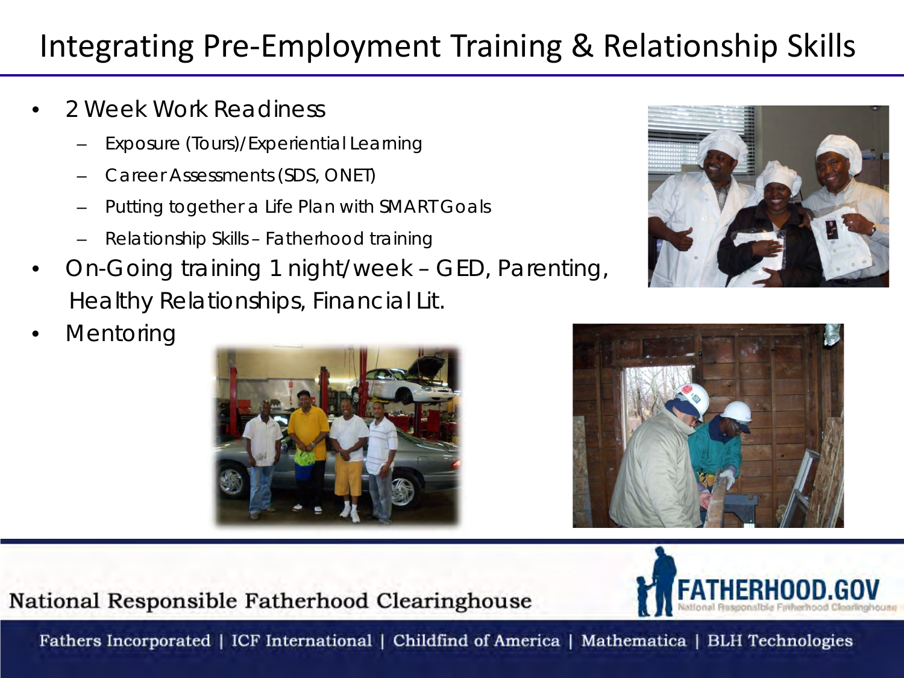# Integrating Pre-Employment Training & Relationship Skills

- 2 Week Work Readiness
  - Exposure (Tours)/Experiential Learning
  - Career Assessments (SDS, ONET)
  - Putting together a Life Plan with SMART Goals
  - Relationship Skills – Fatherhood training
- On-Going training 1 night/week – GED, Parenting, Healthy Relationships, Financial Lit.
- Mentoring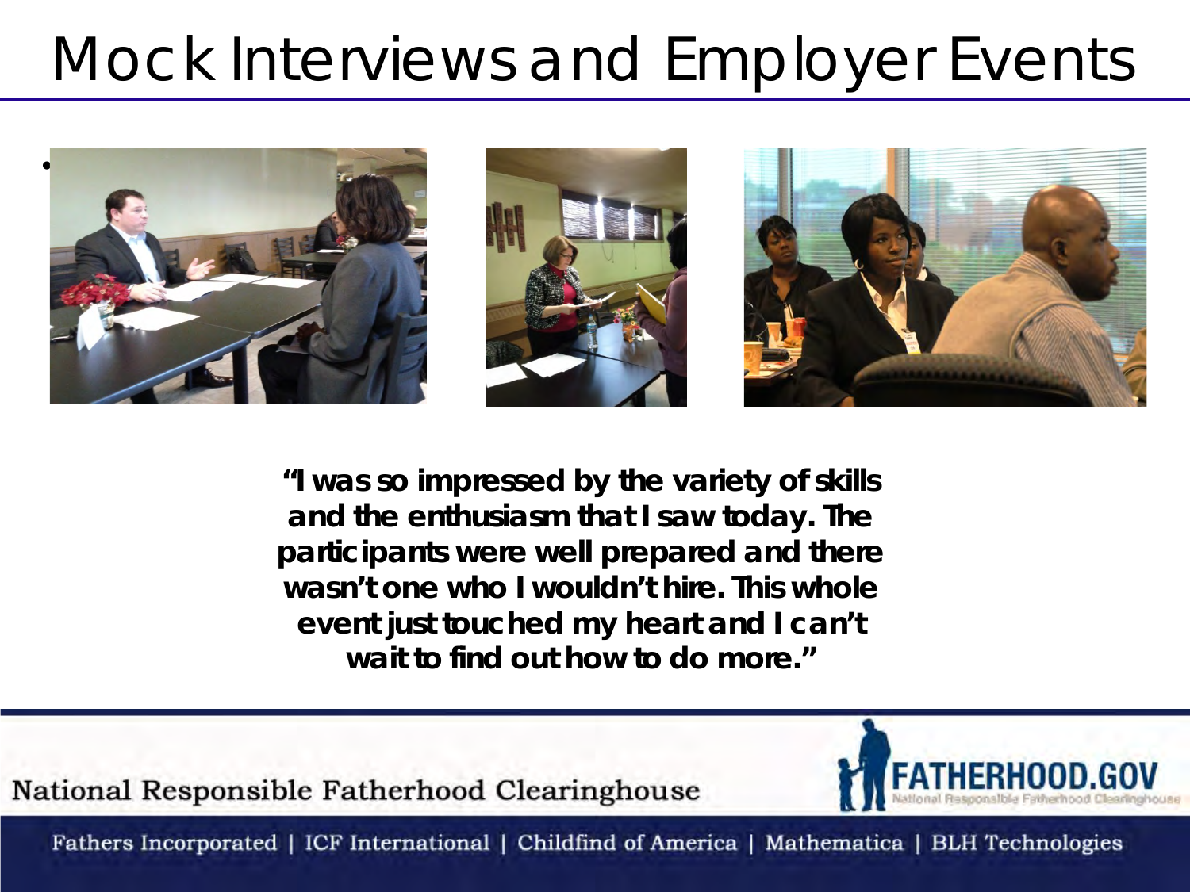# Mock Interviews and Employer Events

**"I was so impressed by the variety of skills and the enthusiasm that I saw today. The participants were well prepared and there wasn't one who I wouldn't hire. This whole event just touched my heart and I can't wait to find out how to do more."**

National Responsible Fatherhood Clearinghouse

FATHERHOOD.GOV
National Responsible Fatherhood Clearinghouse

Fathers Incorporated | ICF International | Childfind of America | Mathematica | BLH Technologies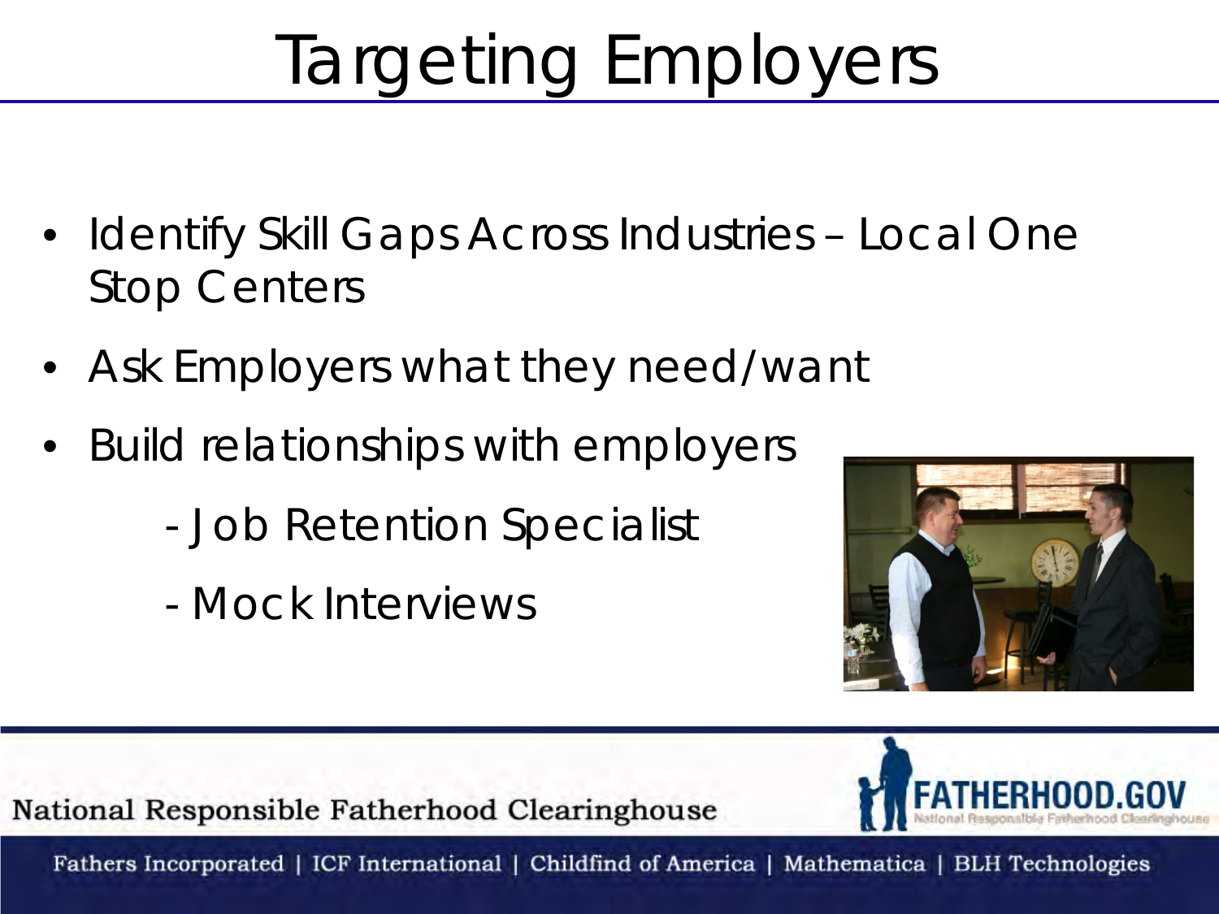# Targeting Employers

- Identify Skill Gaps Across Industries – Local One Stop Centers
- Ask Employers what they need/want
- Build relationships with employers
  - Job Retention Specialist
  - Mock Interviews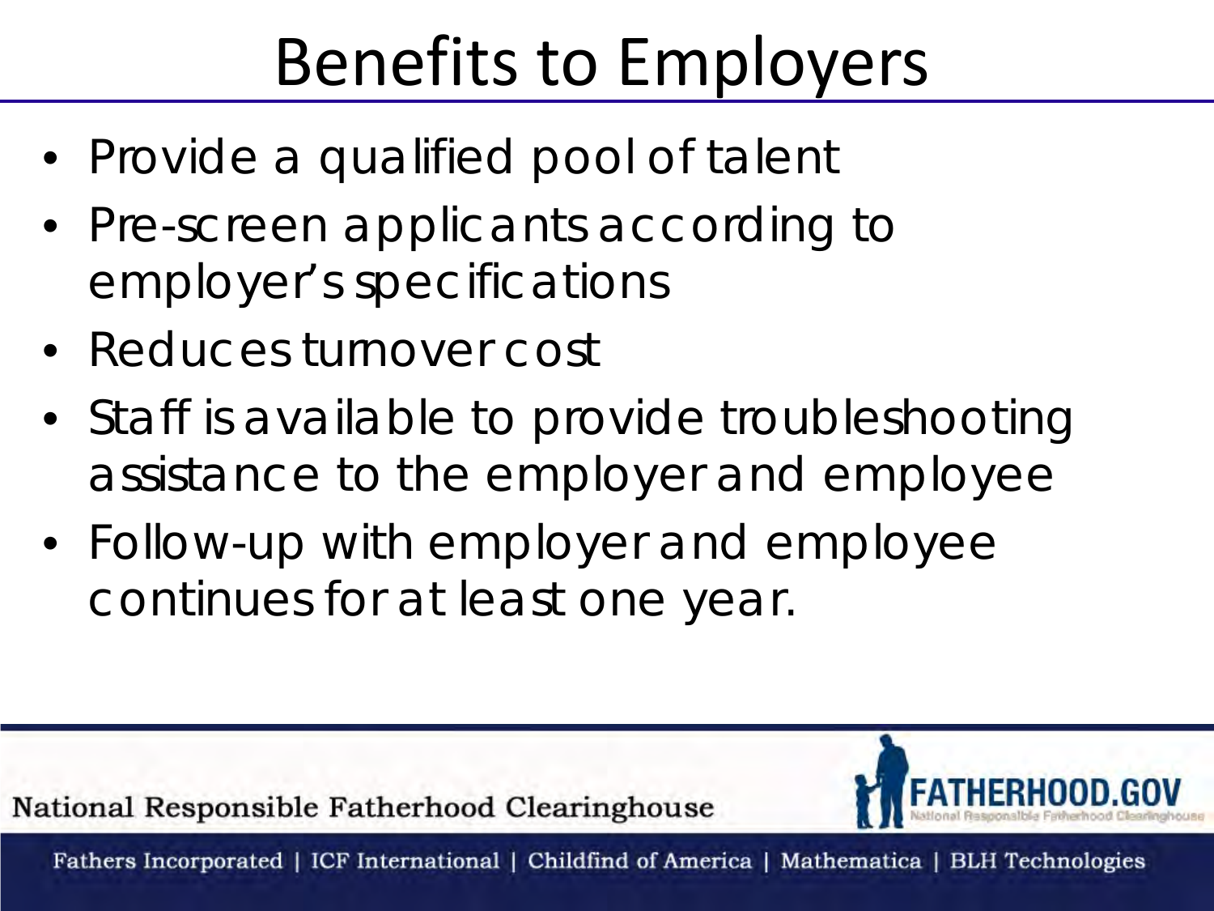# Benefits to Employers

- Provide a qualified pool of talent
- Pre-screen applicants according to employer's specifications
- Reduces turnover cost
- Staff is available to provide troubleshooting assistance to the employer and employee
- Follow-up with employer and employee continues for at least one year.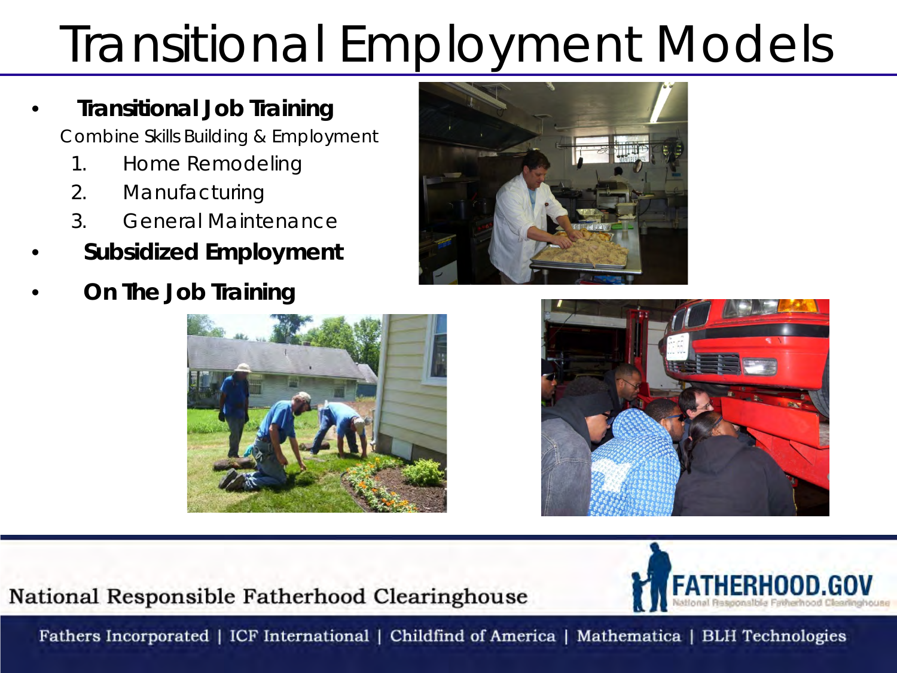# Transitional Employment Models

- **Transitional Job Training**

  Combine Skills Building & Employment

  1. Home Remodeling
  2. Manufacturing
  3. General Maintenance

- **Subsidized Employment**
- **On The Job Training**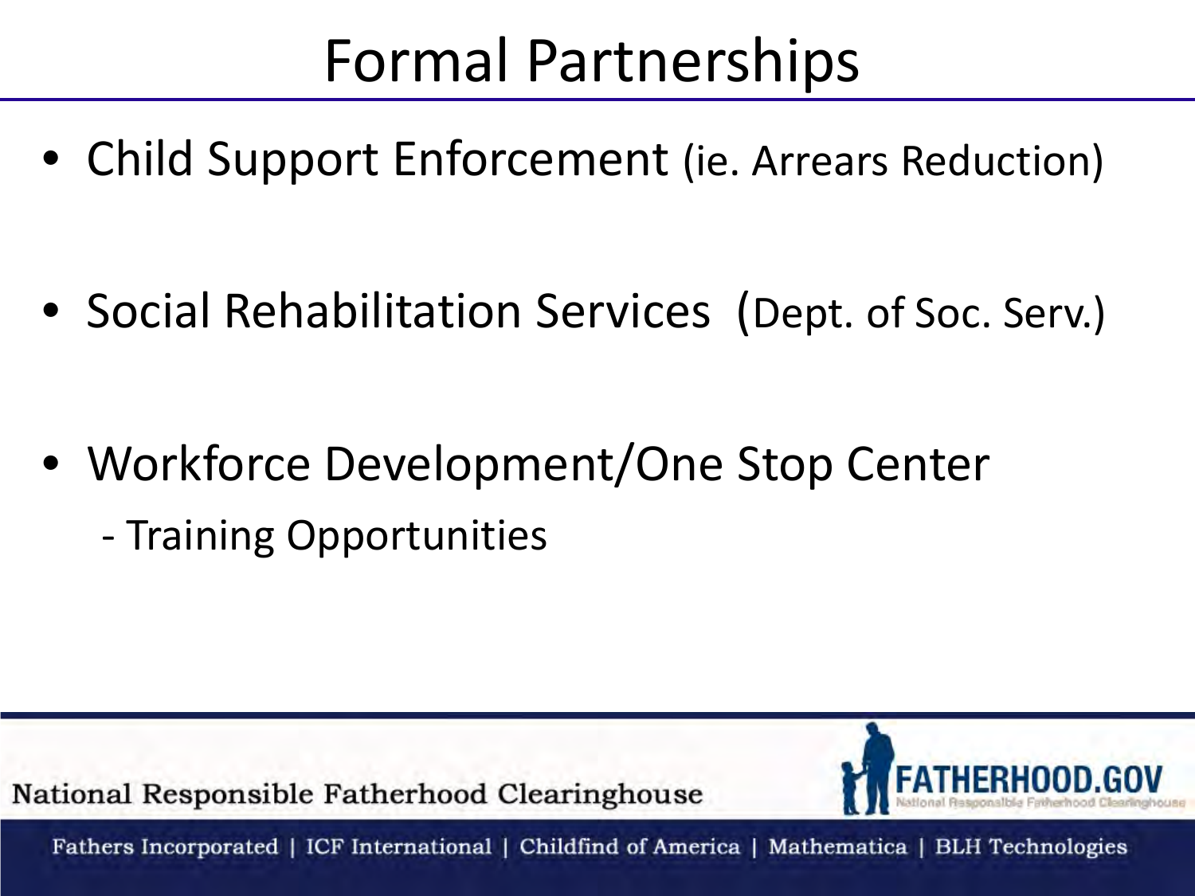# Formal Partnerships

- Child Support Enforcement (ie. Arrears Reduction)
- Social Rehabilitation Services (Dept. of Soc. Serv.)
- Workforce Development/One Stop Center
  - Training Opportunities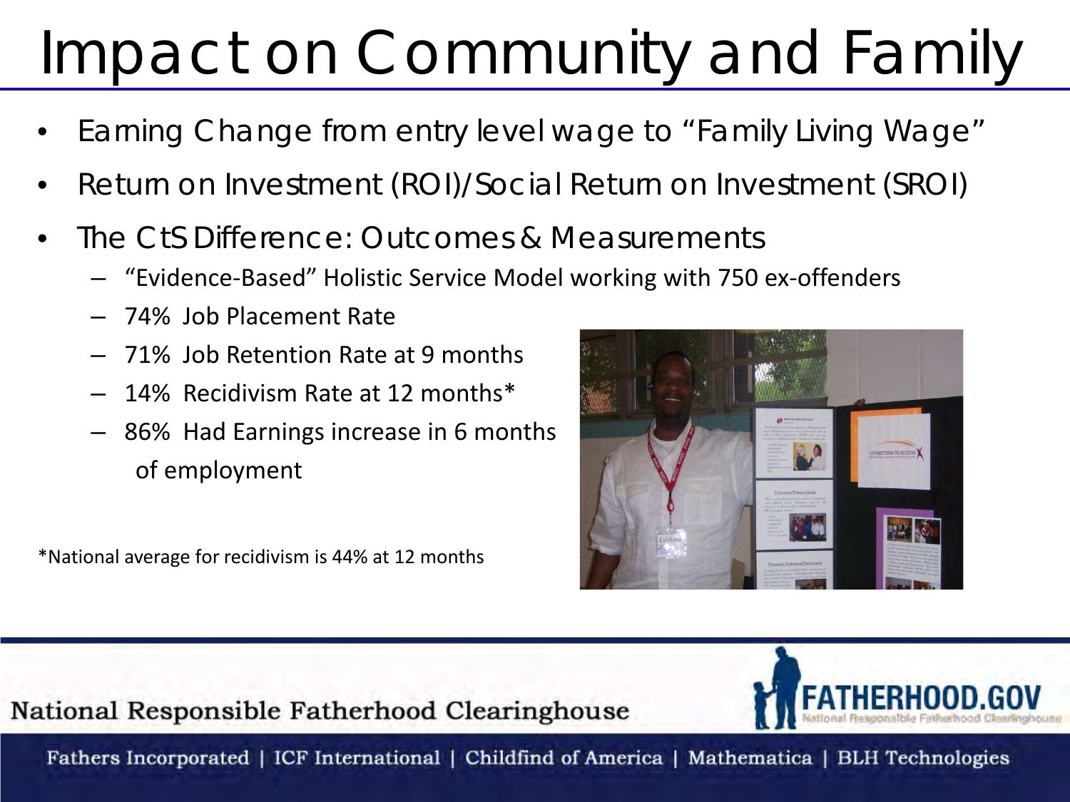# Impact on Community and Family

- Earning Change from entry level wage to "Family Living Wage"
- Return on Investment (ROI)/Social Return on Investment (SROI)
- The CtS Difference: Outcomes & Measurements
  - "Evidence-Based" Holistic Service Model working with 750 ex-offenders
  - 74% Job Placement Rate
  - 71% Job Retention Rate at 9 months
  - 14% Recidivism Rate at 12 months*
  - 86% Had Earnings increase in 6 months of employment

*National average for recidivism is 44% at 12 months